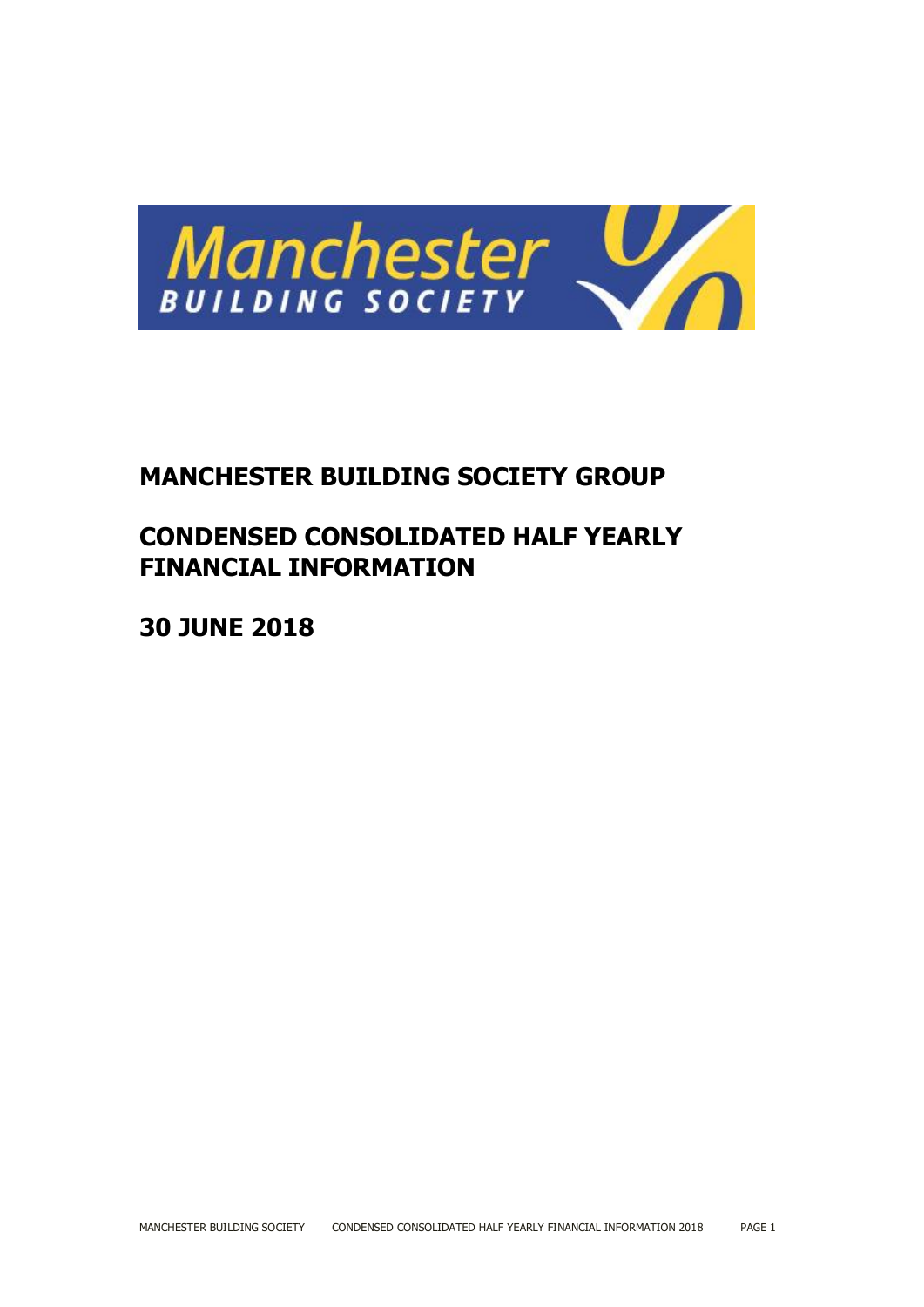# MANCHESTER BUILDING SOCIETY GROUP

# CONDENSED CONSOLIDATED HALF YEARLY FINANCIAL INFORMATION

# 30 JUNE 2018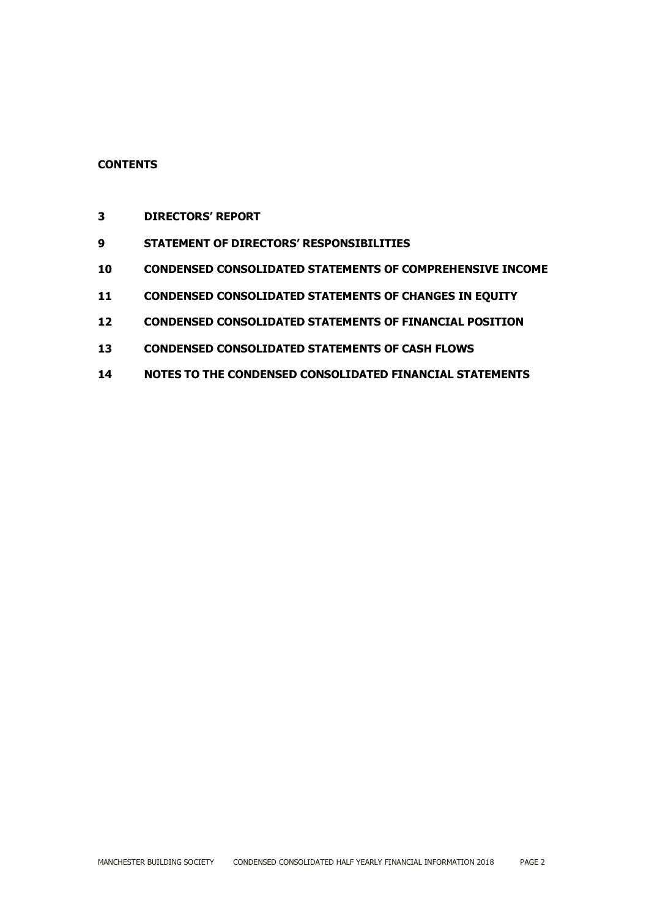**CONTENTS**

| | |
|---|---|
| **3** | **DIRECTORS' REPORT** |
| **9** | **STATEMENT OF DIRECTORS' RESPONSIBILITIES** |
| **10** | **CONDENSED CONSOLIDATED STATEMENTS OF COMPREHENSIVE INCOME** |
| **11** | **CONDENSED CONSOLIDATED STATEMENTS OF CHANGES IN EQUITY** |
| **12** | **CONDENSED CONSOLIDATED STATEMENTS OF FINANCIAL POSITION** |
| **13** | **CONDENSED CONSOLIDATED STATEMENTS OF CASH FLOWS** |
| **14** | **NOTES TO THE CONDENSED CONSOLIDATED FINANCIAL STATEMENTS** |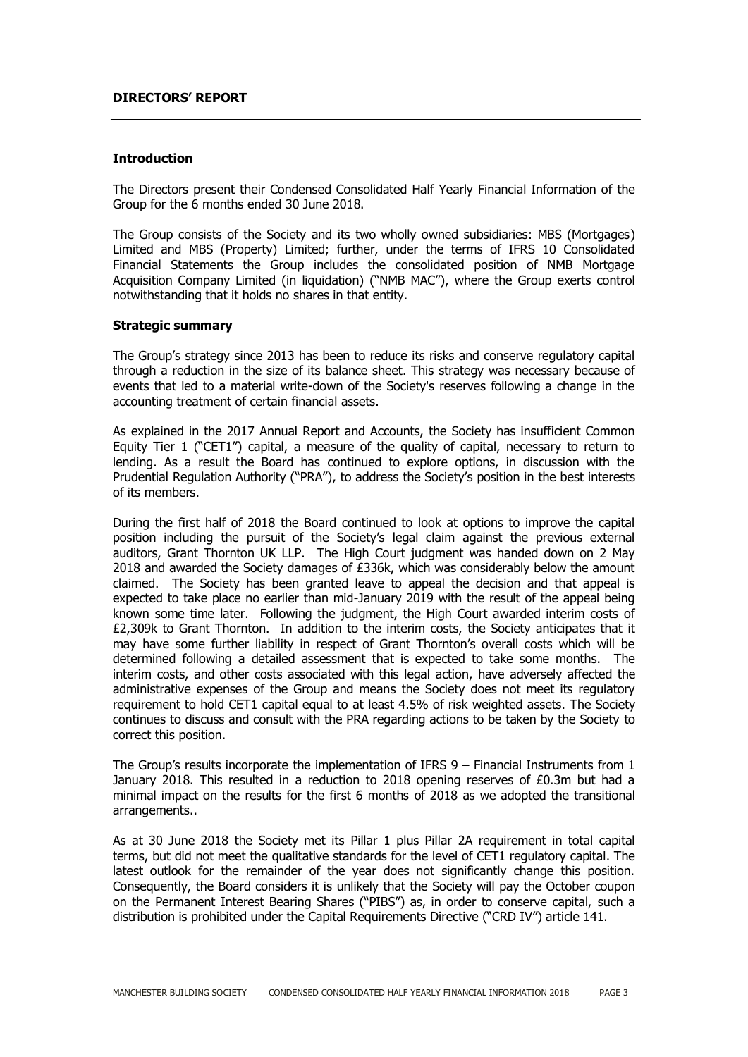# DIRECTORS' REPORT

## Introduction

The Directors present their Condensed Consolidated Half Yearly Financial Information of the Group for the 6 months ended 30 June 2018.

The Group consists of the Society and its two wholly owned subsidiaries: MBS (Mortgages) Limited and MBS (Property) Limited; further, under the terms of IFRS 10 Consolidated Financial Statements the Group includes the consolidated position of NMB Mortgage Acquisition Company Limited (in liquidation) ("NMB MAC"), where the Group exerts control notwithstanding that it holds no shares in that entity.

## Strategic summary

The Group's strategy since 2013 has been to reduce its risks and conserve regulatory capital through a reduction in the size of its balance sheet. This strategy was necessary because of events that led to a material write-down of the Society's reserves following a change in the accounting treatment of certain financial assets.

As explained in the 2017 Annual Report and Accounts, the Society has insufficient Common Equity Tier 1 ("CET1") capital, a measure of the quality of capital, necessary to return to lending. As a result the Board has continued to explore options, in discussion with the Prudential Regulation Authority ("PRA"), to address the Society's position in the best interests of its members.

During the first half of 2018 the Board continued to look at options to improve the capital position including the pursuit of the Society's legal claim against the previous external auditors, Grant Thornton UK LLP. The High Court judgment was handed down on 2 May 2018 and awarded the Society damages of £336k, which was considerably below the amount claimed. The Society has been granted leave to appeal the decision and that appeal is expected to take place no earlier than mid-January 2019 with the result of the appeal being known some time later. Following the judgment, the High Court awarded interim costs of £2,309k to Grant Thornton. In addition to the interim costs, the Society anticipates that it may have some further liability in respect of Grant Thornton's overall costs which will be determined following a detailed assessment that is expected to take some months. The interim costs, and other costs associated with this legal action, have adversely affected the administrative expenses of the Group and means the Society does not meet its regulatory requirement to hold CET1 capital equal to at least 4.5% of risk weighted assets. The Society continues to discuss and consult with the PRA regarding actions to be taken by the Society to correct this position.

The Group's results incorporate the implementation of IFRS 9 – Financial Instruments from 1 January 2018. This resulted in a reduction to 2018 opening reserves of £0.3m but had a minimal impact on the results for the first 6 months of 2018 as we adopted the transitional arrangements..

As at 30 June 2018 the Society met its Pillar 1 plus Pillar 2A requirement in total capital terms, but did not meet the qualitative standards for the level of CET1 regulatory capital. The latest outlook for the remainder of the year does not significantly change this position. Consequently, the Board considers it is unlikely that the Society will pay the October coupon on the Permanent Interest Bearing Shares ("PIBS") as, in order to conserve capital, such a distribution is prohibited under the Capital Requirements Directive ("CRD IV") article 141.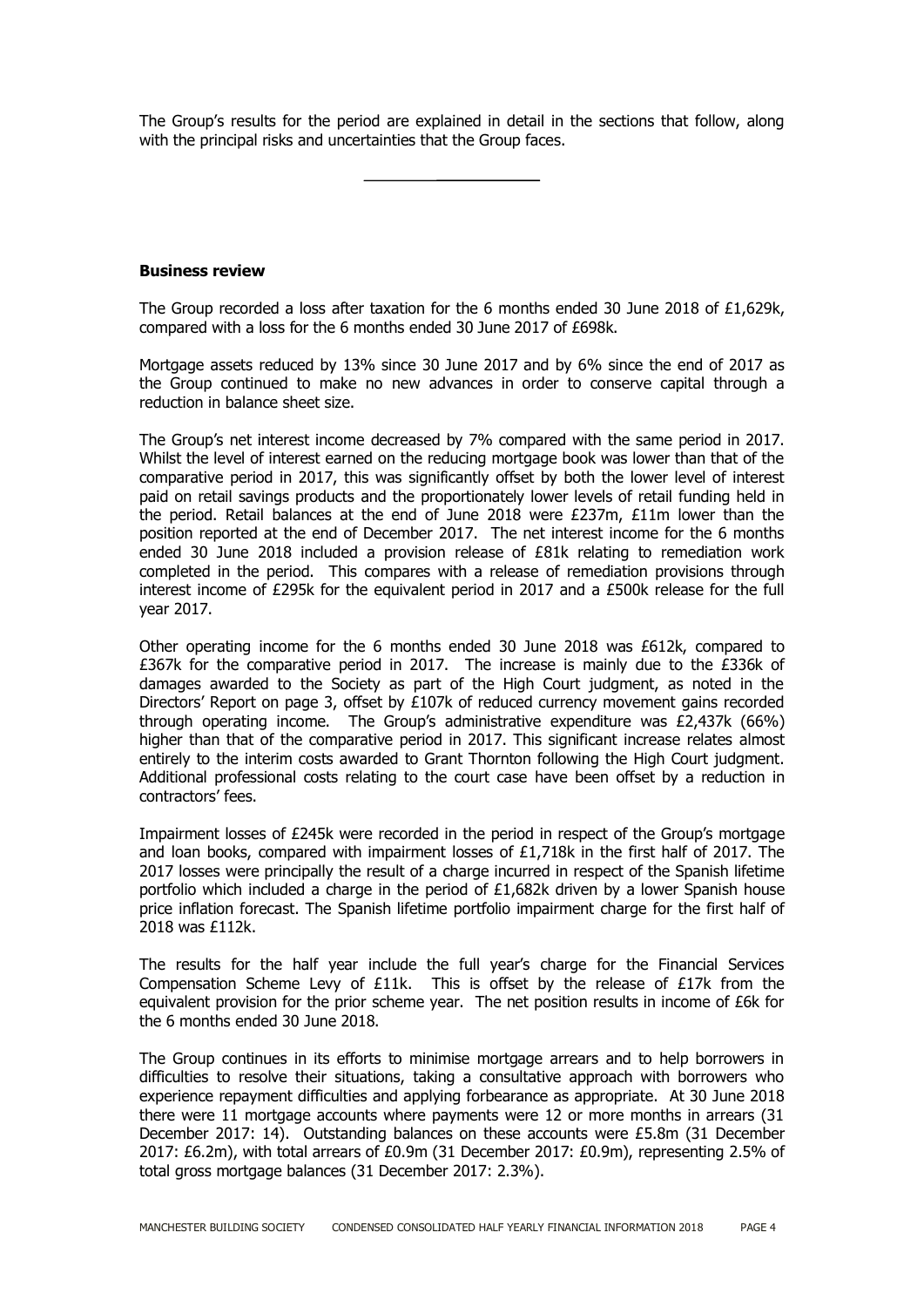The Group's results for the period are explained in detail in the sections that follow, along with the principal risks and uncertainties that the Group faces.

---

**Business review**

The Group recorded a loss after taxation for the 6 months ended 30 June 2018 of £1,629k, compared with a loss for the 6 months ended 30 June 2017 of £698k.

Mortgage assets reduced by 13% since 30 June 2017 and by 6% since the end of 2017 as the Group continued to make no new advances in order to conserve capital through a reduction in balance sheet size.

The Group's net interest income decreased by 7% compared with the same period in 2017. Whilst the level of interest earned on the reducing mortgage book was lower than that of the comparative period in 2017, this was significantly offset by both the lower level of interest paid on retail savings products and the proportionately lower levels of retail funding held in the period. Retail balances at the end of June 2018 were £237m, £11m lower than the position reported at the end of December 2017. The net interest income for the 6 months ended 30 June 2018 included a provision release of £81k relating to remediation work completed in the period. This compares with a release of remediation provisions through interest income of £295k for the equivalent period in 2017 and a £500k release for the full year 2017.

Other operating income for the 6 months ended 30 June 2018 was £612k, compared to £367k for the comparative period in 2017. The increase is mainly due to the £336k of damages awarded to the Society as part of the High Court judgment, as noted in the Directors' Report on page 3, offset by £107k of reduced currency movement gains recorded through operating income. The Group's administrative expenditure was £2,437k (66%) higher than that of the comparative period in 2017. This significant increase relates almost entirely to the interim costs awarded to Grant Thornton following the High Court judgment. Additional professional costs relating to the court case have been offset by a reduction in contractors' fees.

Impairment losses of £245k were recorded in the period in respect of the Group's mortgage and loan books, compared with impairment losses of £1,718k in the first half of 2017. The 2017 losses were principally the result of a charge incurred in respect of the Spanish lifetime portfolio which included a charge in the period of £1,682k driven by a lower Spanish house price inflation forecast. The Spanish lifetime portfolio impairment charge for the first half of 2018 was £112k.

The results for the half year include the full year's charge for the Financial Services Compensation Scheme Levy of £11k. This is offset by the release of £17k from the equivalent provision for the prior scheme year. The net position results in income of £6k for the 6 months ended 30 June 2018.

The Group continues in its efforts to minimise mortgage arrears and to help borrowers in difficulties to resolve their situations, taking a consultative approach with borrowers who experience repayment difficulties and applying forbearance as appropriate. At 30 June 2018 there were 11 mortgage accounts where payments were 12 or more months in arrears (31 December 2017: 14). Outstanding balances on these accounts were £5.8m (31 December 2017: £6.2m), with total arrears of £0.9m (31 December 2017: £0.9m), representing 2.5% of total gross mortgage balances (31 December 2017: 2.3%).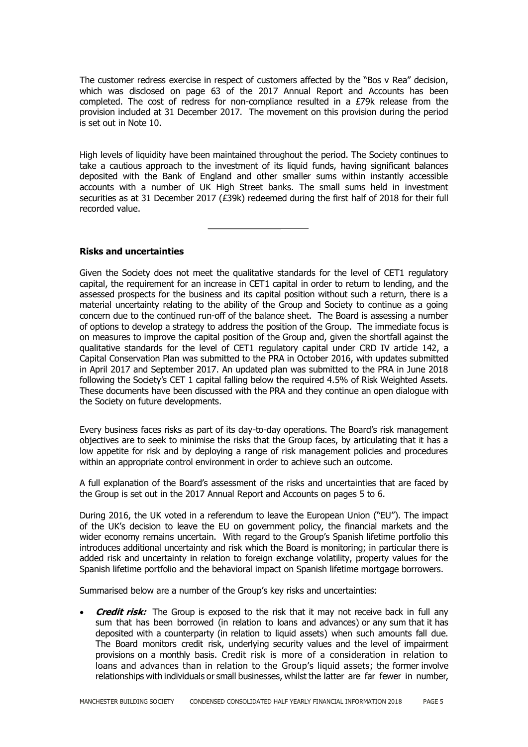The customer redress exercise in respect of customers affected by the "Bos v Rea" decision, which was disclosed on page 63 of the 2017 Annual Report and Accounts has been completed. The cost of redress for non-compliance resulted in a £79k release from the provision included at 31 December 2017. The movement on this provision during the period is set out in Note 10.

High levels of liquidity have been maintained throughout the period. The Society continues to take a cautious approach to the investment of its liquid funds, having significant balances deposited with the Bank of England and other smaller sums within instantly accessible accounts with a number of UK High Street banks. The small sums held in investment securities as at 31 December 2017 (£39k) redeemed during the first half of 2018 for their full recorded value.

---

**Risks and uncertainties**

Given the Society does not meet the qualitative standards for the level of CET1 regulatory capital, the requirement for an increase in CET1 capital in order to return to lending, and the assessed prospects for the business and its capital position without such a return, there is a material uncertainty relating to the ability of the Group and Society to continue as a going concern due to the continued run-off of the balance sheet. The Board is assessing a number of options to develop a strategy to address the position of the Group. The immediate focus is on measures to improve the capital position of the Group and, given the shortfall against the qualitative standards for the level of CET1 regulatory capital under CRD IV article 142, a Capital Conservation Plan was submitted to the PRA in October 2016, with updates submitted in April 2017 and September 2017. An updated plan was submitted to the PRA in June 2018 following the Society's CET 1 capital falling below the required 4.5% of Risk Weighted Assets. These documents have been discussed with the PRA and they continue an open dialogue with the Society on future developments.

Every business faces risks as part of its day-to-day operations. The Board's risk management objectives are to seek to minimise the risks that the Group faces, by articulating that it has a low appetite for risk and by deploying a range of risk management policies and procedures within an appropriate control environment in order to achieve such an outcome.

A full explanation of the Board's assessment of the risks and uncertainties that are faced by the Group is set out in the 2017 Annual Report and Accounts on pages 5 to 6.

During 2016, the UK voted in a referendum to leave the European Union ("EU"). The impact of the UK's decision to leave the EU on government policy, the financial markets and the wider economy remains uncertain. With regard to the Group's Spanish lifetime portfolio this introduces additional uncertainty and risk which the Board is monitoring; in particular there is added risk and uncertainty in relation to foreign exchange volatility, property values for the Spanish lifetime portfolio and the behavioral impact on Spanish lifetime mortgage borrowers.

Summarised below are a number of the Group's key risks and uncertainties:

- ***Credit risk:*** The Group is exposed to the risk that it may not receive back in full any sum that has been borrowed (in relation to loans and advances) or any sum that it has deposited with a counterparty (in relation to liquid assets) when such amounts fall due. The Board monitors credit risk, underlying security values and the level of impairment provisions on a monthly basis. Credit risk is more of a consideration in relation to loans and advances than in relation to the Group's liquid assets; the former involve relationships with individuals or small businesses, whilst the latter are far fewer in number,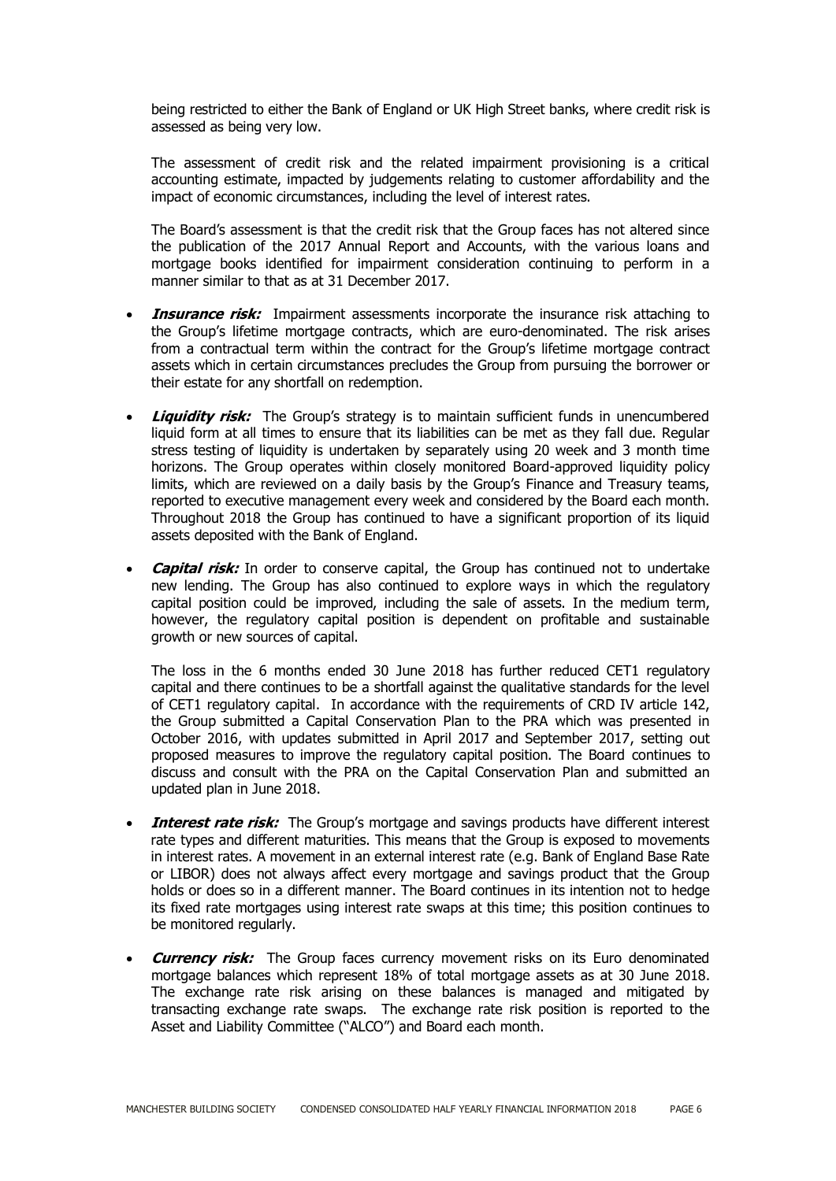being restricted to either the Bank of England or UK High Street banks, where credit risk is assessed as being very low.

The assessment of credit risk and the related impairment provisioning is a critical accounting estimate, impacted by judgements relating to customer affordability and the impact of economic circumstances, including the level of interest rates.

The Board's assessment is that the credit risk that the Group faces has not altered since the publication of the 2017 Annual Report and Accounts, with the various loans and mortgage books identified for impairment consideration continuing to perform in a manner similar to that as at 31 December 2017.

- ***Insurance risk:*** Impairment assessments incorporate the insurance risk attaching to the Group's lifetime mortgage contracts, which are euro-denominated. The risk arises from a contractual term within the contract for the Group's lifetime mortgage contract assets which in certain circumstances precludes the Group from pursuing the borrower or their estate for any shortfall on redemption.

- ***Liquidity risk:*** The Group's strategy is to maintain sufficient funds in unencumbered liquid form at all times to ensure that its liabilities can be met as they fall due. Regular stress testing of liquidity is undertaken by separately using 20 week and 3 month time horizons. The Group operates within closely monitored Board-approved liquidity policy limits, which are reviewed on a daily basis by the Group's Finance and Treasury teams, reported to executive management every week and considered by the Board each month. Throughout 2018 the Group has continued to have a significant proportion of its liquid assets deposited with the Bank of England.

- ***Capital risk:*** In order to conserve capital, the Group has continued not to undertake new lending. The Group has also continued to explore ways in which the regulatory capital position could be improved, including the sale of assets. In the medium term, however, the regulatory capital position is dependent on profitable and sustainable growth or new sources of capital.

  The loss in the 6 months ended 30 June 2018 has further reduced CET1 regulatory capital and there continues to be a shortfall against the qualitative standards for the level of CET1 regulatory capital. In accordance with the requirements of CRD IV article 142, the Group submitted a Capital Conservation Plan to the PRA which was presented in October 2016, with updates submitted in April 2017 and September 2017, setting out proposed measures to improve the regulatory capital position. The Board continues to discuss and consult with the PRA on the Capital Conservation Plan and submitted an updated plan in June 2018.

- ***Interest rate risk:*** The Group's mortgage and savings products have different interest rate types and different maturities. This means that the Group is exposed to movements in interest rates. A movement in an external interest rate (e.g. Bank of England Base Rate or LIBOR) does not always affect every mortgage and savings product that the Group holds or does so in a different manner. The Board continues in its intention not to hedge its fixed rate mortgages using interest rate swaps at this time; this position continues to be monitored regularly.

- ***Currency risk:*** The Group faces currency movement risks on its Euro denominated mortgage balances which represent 18% of total mortgage assets as at 30 June 2018. The exchange rate risk arising on these balances is managed and mitigated by transacting exchange rate swaps. The exchange rate risk position is reported to the Asset and Liability Committee ("ALCO") and Board each month.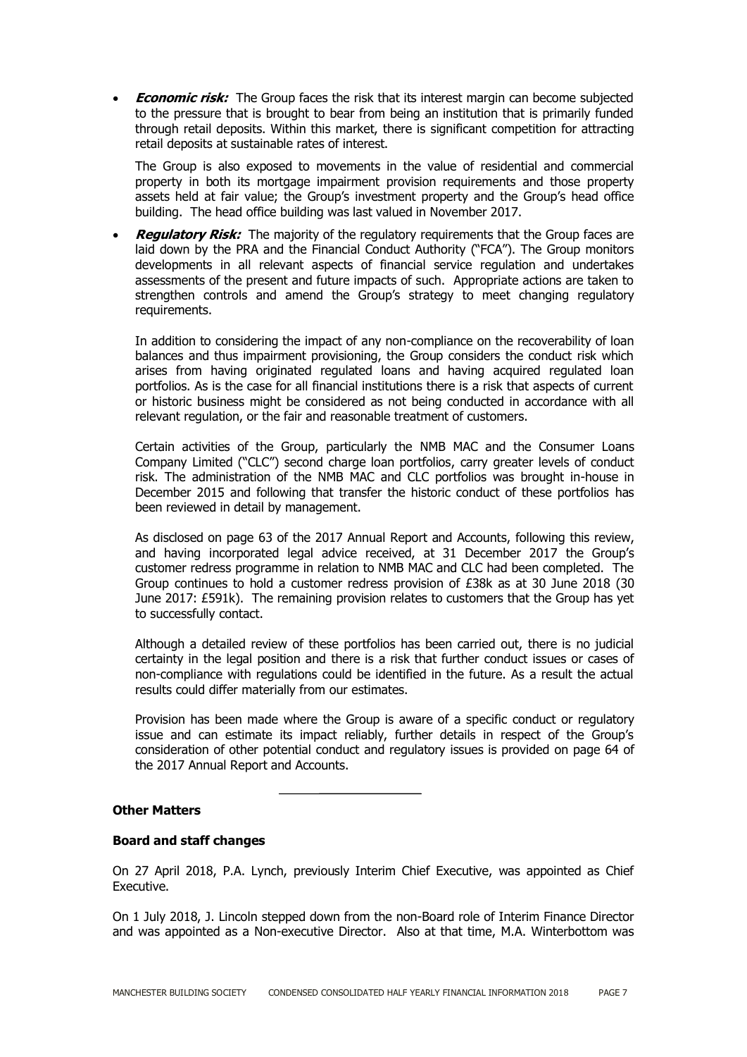- ***Economic risk:*** The Group faces the risk that its interest margin can become subjected to the pressure that is brought to bear from being an institution that is primarily funded through retail deposits. Within this market, there is significant competition for attracting retail deposits at sustainable rates of interest.

  The Group is also exposed to movements in the value of residential and commercial property in both its mortgage impairment provision requirements and those property assets held at fair value; the Group's investment property and the Group's head office building. The head office building was last valued in November 2017.

- ***Regulatory Risk:*** The majority of the regulatory requirements that the Group faces are laid down by the PRA and the Financial Conduct Authority ("FCA"). The Group monitors developments in all relevant aspects of financial service regulation and undertakes assessments of the present and future impacts of such. Appropriate actions are taken to strengthen controls and amend the Group's strategy to meet changing regulatory requirements.

  In addition to considering the impact of any non-compliance on the recoverability of loan balances and thus impairment provisioning, the Group considers the conduct risk which arises from having originated regulated loans and having acquired regulated loan portfolios. As is the case for all financial institutions there is a risk that aspects of current or historic business might be considered as not being conducted in accordance with all relevant regulation, or the fair and reasonable treatment of customers.

  Certain activities of the Group, particularly the NMB MAC and the Consumer Loans Company Limited ("CLC") second charge loan portfolios, carry greater levels of conduct risk. The administration of the NMB MAC and CLC portfolios was brought in-house in December 2015 and following that transfer the historic conduct of these portfolios has been reviewed in detail by management.

  As disclosed on page 63 of the 2017 Annual Report and Accounts, following this review, and having incorporated legal advice received, at 31 December 2017 the Group's customer redress programme in relation to NMB MAC and CLC had been completed. The Group continues to hold a customer redress provision of £38k as at 30 June 2018 (30 June 2017: £591k). The remaining provision relates to customers that the Group has yet to successfully contact.

  Although a detailed review of these portfolios has been carried out, there is no judicial certainty in the legal position and there is a risk that further conduct issues or cases of non-compliance with regulations could be identified in the future. As a result the actual results could differ materially from our estimates.

  Provision has been made where the Group is aware of a specific conduct or regulatory issue and can estimate its impact reliably, further details in respect of the Group's consideration of other potential conduct and regulatory issues is provided on page 64 of the 2017 Annual Report and Accounts.

---

**Other Matters**

**Board and staff changes**

On 27 April 2018, P.A. Lynch, previously Interim Chief Executive, was appointed as Chief Executive.

On 1 July 2018, J. Lincoln stepped down from the non-Board role of Interim Finance Director and was appointed as a Non-executive Director. Also at that time, M.A. Winterbottom was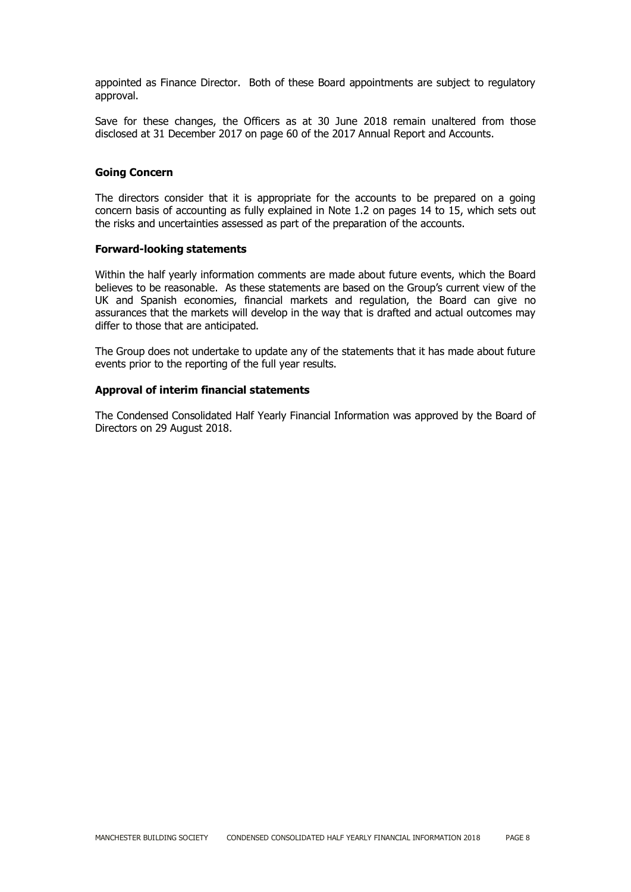appointed as Finance Director. Both of these Board appointments are subject to regulatory approval.

Save for these changes, the Officers as at 30 June 2018 remain unaltered from those disclosed at 31 December 2017 on page 60 of the 2017 Annual Report and Accounts.

### Going Concern

The directors consider that it is appropriate for the accounts to be prepared on a going concern basis of accounting as fully explained in Note 1.2 on pages 14 to 15, which sets out the risks and uncertainties assessed as part of the preparation of the accounts.

### Forward-looking statements

Within the half yearly information comments are made about future events, which the Board believes to be reasonable. As these statements are based on the Group's current view of the UK and Spanish economies, financial markets and regulation, the Board can give no assurances that the markets will develop in the way that is drafted and actual outcomes may differ to those that are anticipated.

The Group does not undertake to update any of the statements that it has made about future events prior to the reporting of the full year results.

### Approval of interim financial statements

The Condensed Consolidated Half Yearly Financial Information was approved by the Board of Directors on 29 August 2018.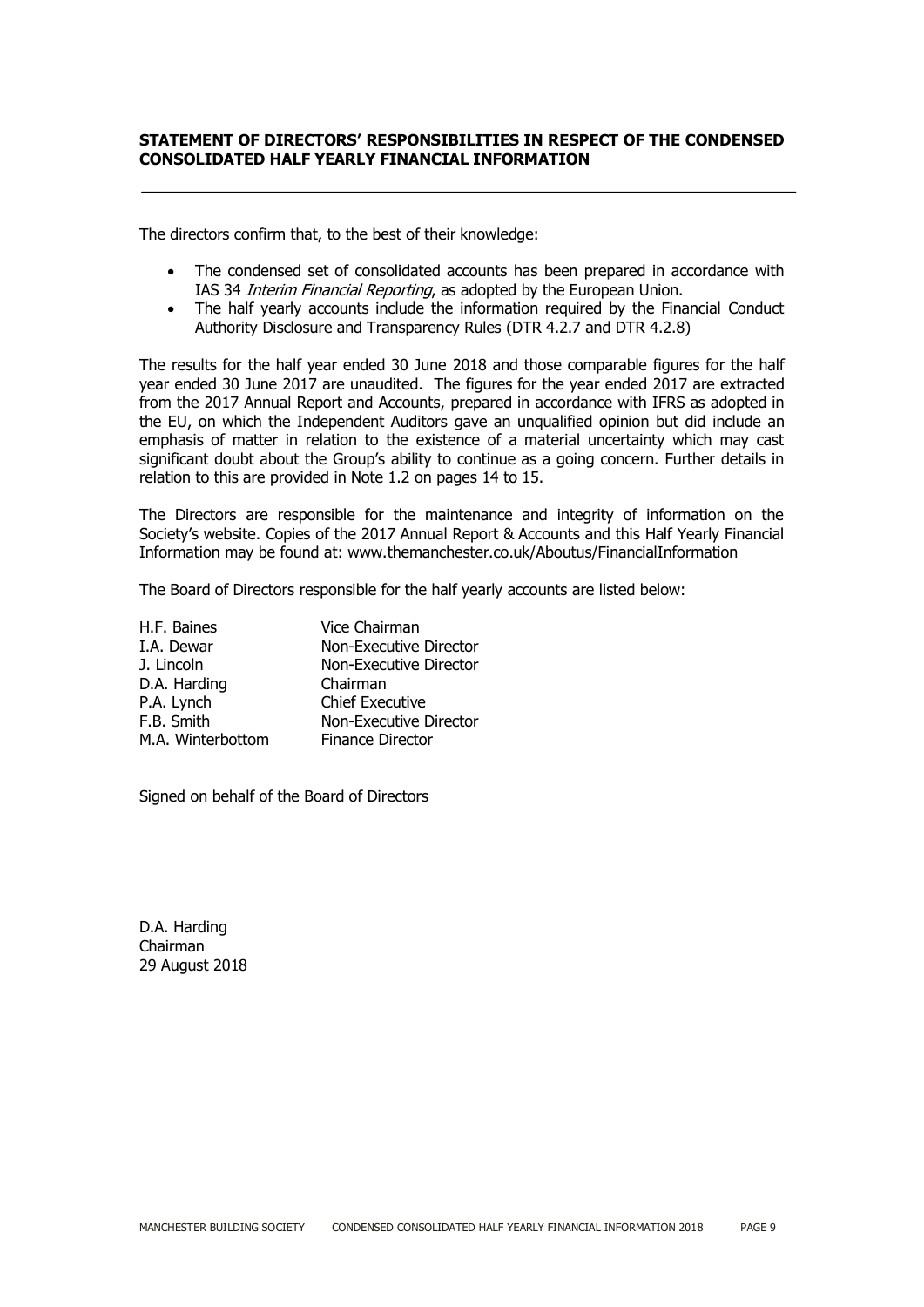## STATEMENT OF DIRECTORS' RESPONSIBILITIES IN RESPECT OF THE CONDENSED CONSOLIDATED HALF YEARLY FINANCIAL INFORMATION

The directors confirm that, to the best of their knowledge:

- The condensed set of consolidated accounts has been prepared in accordance with IAS 34 *Interim Financial Reporting*, as adopted by the European Union.
- The half yearly accounts include the information required by the Financial Conduct Authority Disclosure and Transparency Rules (DTR 4.2.7 and DTR 4.2.8)

The results for the half year ended 30 June 2018 and those comparable figures for the half year ended 30 June 2017 are unaudited. The figures for the year ended 2017 are extracted from the 2017 Annual Report and Accounts, prepared in accordance with IFRS as adopted in the EU, on which the Independent Auditors gave an unqualified opinion but did include an emphasis of matter in relation to the existence of a material uncertainty which may cast significant doubt about the Group's ability to continue as a going concern. Further details in relation to this are provided in Note 1.2 on pages 14 to 15.

The Directors are responsible for the maintenance and integrity of information on the Society's website. Copies of the 2017 Annual Report & Accounts and this Half Yearly Financial Information may be found at: www.themanchester.co.uk/Aboutus/FinancialInformation

The Board of Directors responsible for the half yearly accounts are listed below:

| | |
|---|---|
| H.F. Baines | Vice Chairman |
| I.A. Dewar | Non-Executive Director |
| J. Lincoln | Non-Executive Director |
| D.A. Harding | Chairman |
| P.A. Lynch | Chief Executive |
| F.B. Smith | Non-Executive Director |
| M.A. Winterbottom | Finance Director |

Signed on behalf of the Board of Directors

D.A. Harding
Chairman
29 August 2018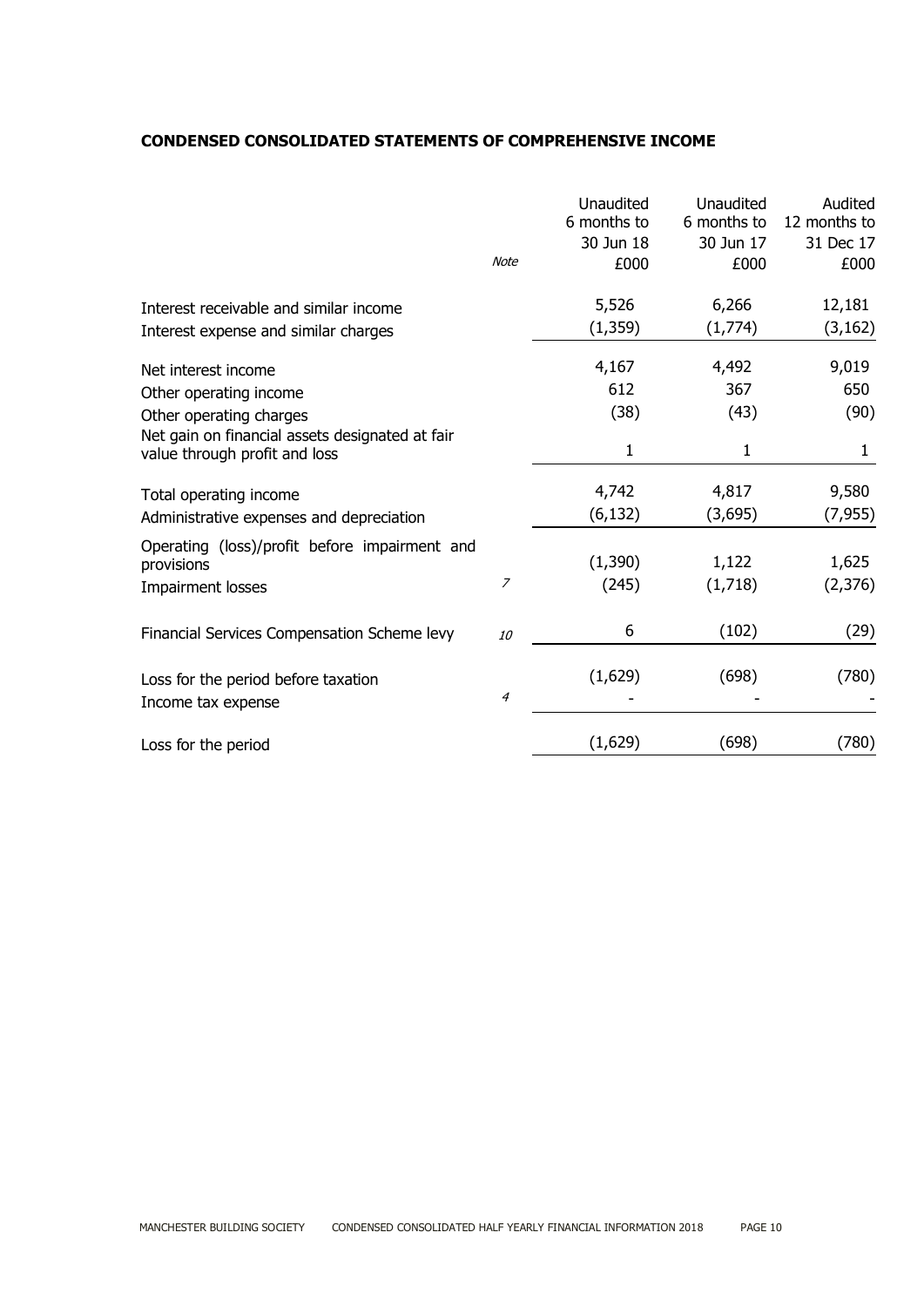**CONDENSED CONSOLIDATED STATEMENTS OF COMPREHENSIVE INCOME**

| | Note | Unaudited 6 months to 30 Jun 18 £000 | Unaudited 6 months to 30 Jun 17 £000 | Audited 12 months to 31 Dec 17 £000 |
|---|---|---|---|---|
| Interest receivable and similar income | | 5,526 | 6,266 | 12,181 |
| Interest expense and similar charges | | (1,359) | (1,774) | (3,162) |
| Net interest income | | 4,167 | 4,492 | 9,019 |
| Other operating income | | 612 | 367 | 650 |
| Other operating charges | | (38) | (43) | (90) |
| Net gain on financial assets designated at fair value through profit and loss | | 1 | 1 | 1 |
| Total operating income | | 4,742 | 4,817 | 9,580 |
| Administrative expenses and depreciation | | (6,132) | (3,695) | (7,955) |
| Operating (loss)/profit before impairment and provisions | | (1,390) | 1,122 | 1,625 |
| Impairment losses | *7* | (245) | (1,718) | (2,376) |
| Financial Services Compensation Scheme levy | *10* | 6 | (102) | (29) |
| Loss for the period before taxation | | (1,629) | (698) | (780) |
| Income tax expense | *4* | - | - | - |
| Loss for the period | | (1,629) | (698) | (780) |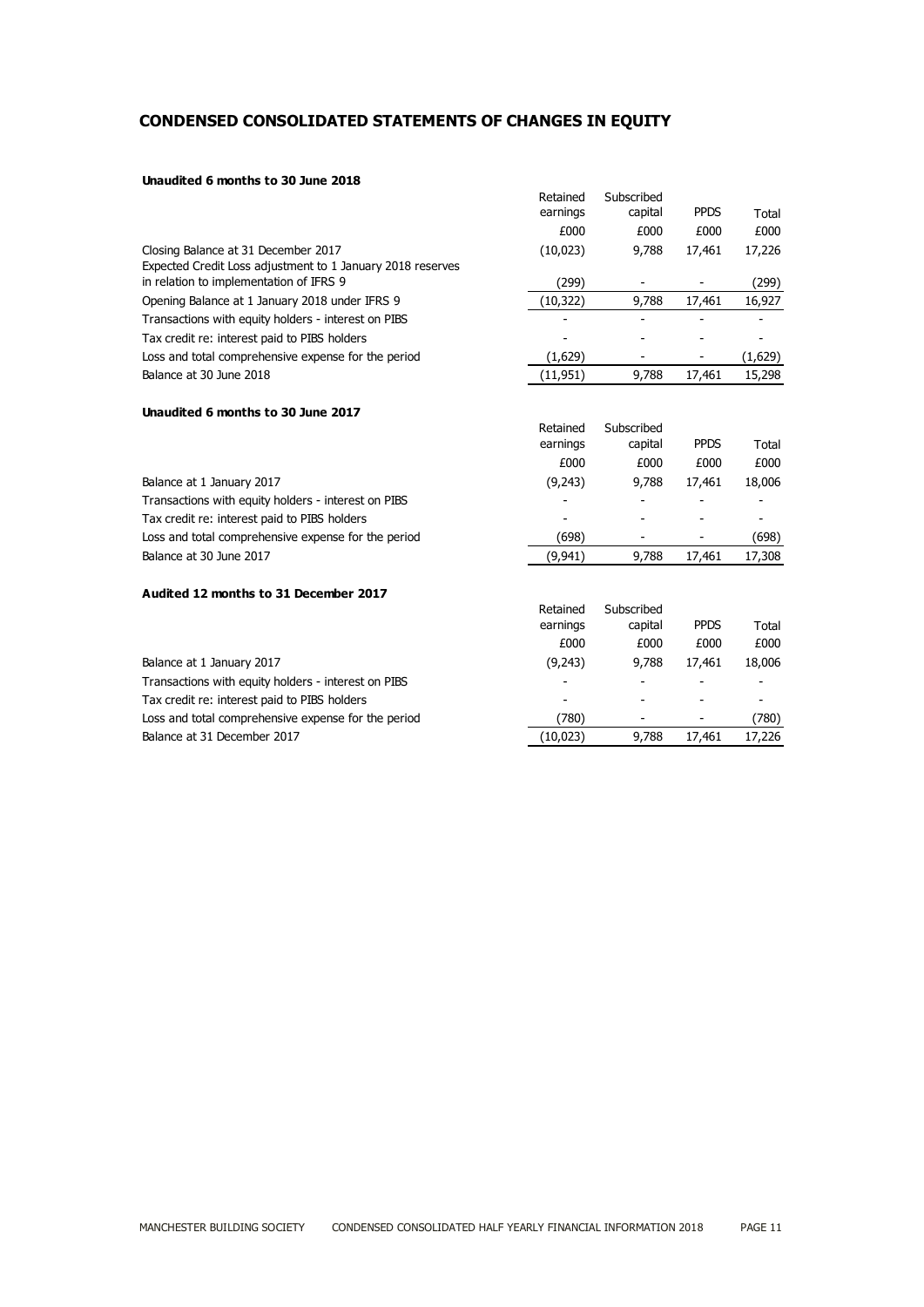## CONDENSED CONSOLIDATED STATEMENTS OF CHANGES IN EQUITY

**Unaudited 6 months to 30 June 2018**

| | Retained earnings | Subscribed capital | PPDS | Total |
|---|---|---|---|---|
| | £000 | £000 | £000 | £000 |
| Closing Balance at 31 December 2017 | (10,023) | 9,788 | 17,461 | 17,226 |
| Expected Credit Loss adjustment to 1 January 2018 reserves in relation to implementation of IFRS 9 | (299) | - | - | (299) |
| Opening Balance at 1 January 2018 under IFRS 9 | (10,322) | 9,788 | 17,461 | 16,927 |
| Transactions with equity holders - interest on PIBS | - | - | - | - |
| Tax credit re: interest paid to PIBS holders | - | - | - | - |
| Loss and total comprehensive expense for the period | (1,629) | - | - | (1,629) |
| Balance at 30 June 2018 | (11,951) | 9,788 | 17,461 | 15,298 |

**Unaudited 6 months to 30 June 2017**

| | Retained earnings | Subscribed capital | PPDS | Total |
|---|---|---|---|---|
| | £000 | £000 | £000 | £000 |
| Balance at 1 January 2017 | (9,243) | 9,788 | 17,461 | 18,006 |
| Transactions with equity holders - interest on PIBS | - | - | - | - |
| Tax credit re: interest paid to PIBS holders | - | - | - | - |
| Loss and total comprehensive expense for the period | (698) | - | - | (698) |
| Balance at 30 June 2017 | (9,941) | 9,788 | 17,461 | 17,308 |

**Audited 12 months to 31 December 2017**

| | Retained earnings | Subscribed capital | PPDS | Total |
|---|---|---|---|---|
| | £000 | £000 | £000 | £000 |
| Balance at 1 January 2017 | (9,243) | 9,788 | 17,461 | 18,006 |
| Transactions with equity holders - interest on PIBS | - | - | - | - |
| Tax credit re: interest paid to PIBS holders | - | - | - | - |
| Loss and total comprehensive expense for the period | (780) | - | - | (780) |
| Balance at 31 December 2017 | (10,023) | 9,788 | 17,461 | 17,226 |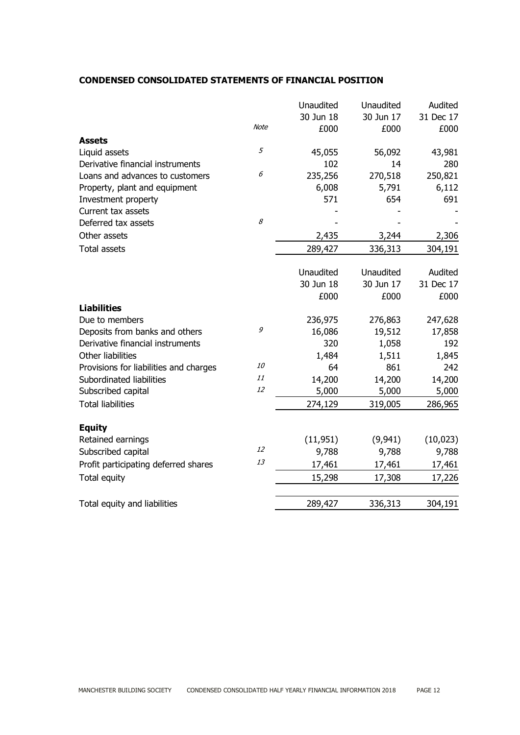## CONDENSED CONSOLIDATED STATEMENTS OF FINANCIAL POSITION

| | Note | Unaudited 30 Jun 18 £000 | Unaudited 30 Jun 17 £000 | Audited 31 Dec 17 £000 |
|---|---|---|---|---|
| **Assets** | | | | |
| Liquid assets | *5* | 45,055 | 56,092 | 43,981 |
| Derivative financial instruments | | 102 | 14 | 280 |
| Loans and advances to customers | *6* | 235,256 | 270,518 | 250,821 |
| Property, plant and equipment | | 6,008 | 5,791 | 6,112 |
| Investment property | | 571 | 654 | 691 |
| Current tax assets | | - | - | - |
| Deferred tax assets | *8* | - | - | - |
| Other assets | | 2,435 | 3,244 | 2,306 |
| Total assets | | 289,427 | 336,313 | 304,191 |

| | Note | Unaudited 30 Jun 18 £000 | Unaudited 30 Jun 17 £000 | Audited 31 Dec 17 £000 |
|---|---|---|---|---|
| **Liabilities** | | | | |
| Due to members | | 236,975 | 276,863 | 247,628 |
| Deposits from banks and others | *9* | 16,086 | 19,512 | 17,858 |
| Derivative financial instruments | | 320 | 1,058 | 192 |
| Other liabilities | | 1,484 | 1,511 | 1,845 |
| Provisions for liabilities and charges | *10* | 64 | 861 | 242 |
| Subordinated liabilities | *11* | 14,200 | 14,200 | 14,200 |
| Subscribed capital | *12* | 5,000 | 5,000 | 5,000 |
| Total liabilities | | 274,129 | 319,005 | 286,965 |
| **Equity** | | | | |
| Retained earnings | | (11,951) | (9,941) | (10,023) |
| Subscribed capital | *12* | 9,788 | 9,788 | 9,788 |
| Profit participating deferred shares | *13* | 17,461 | 17,461 | 17,461 |
| Total equity | | 15,298 | 17,308 | 17,226 |
| Total equity and liabilities | | 289,427 | 336,313 | 304,191 |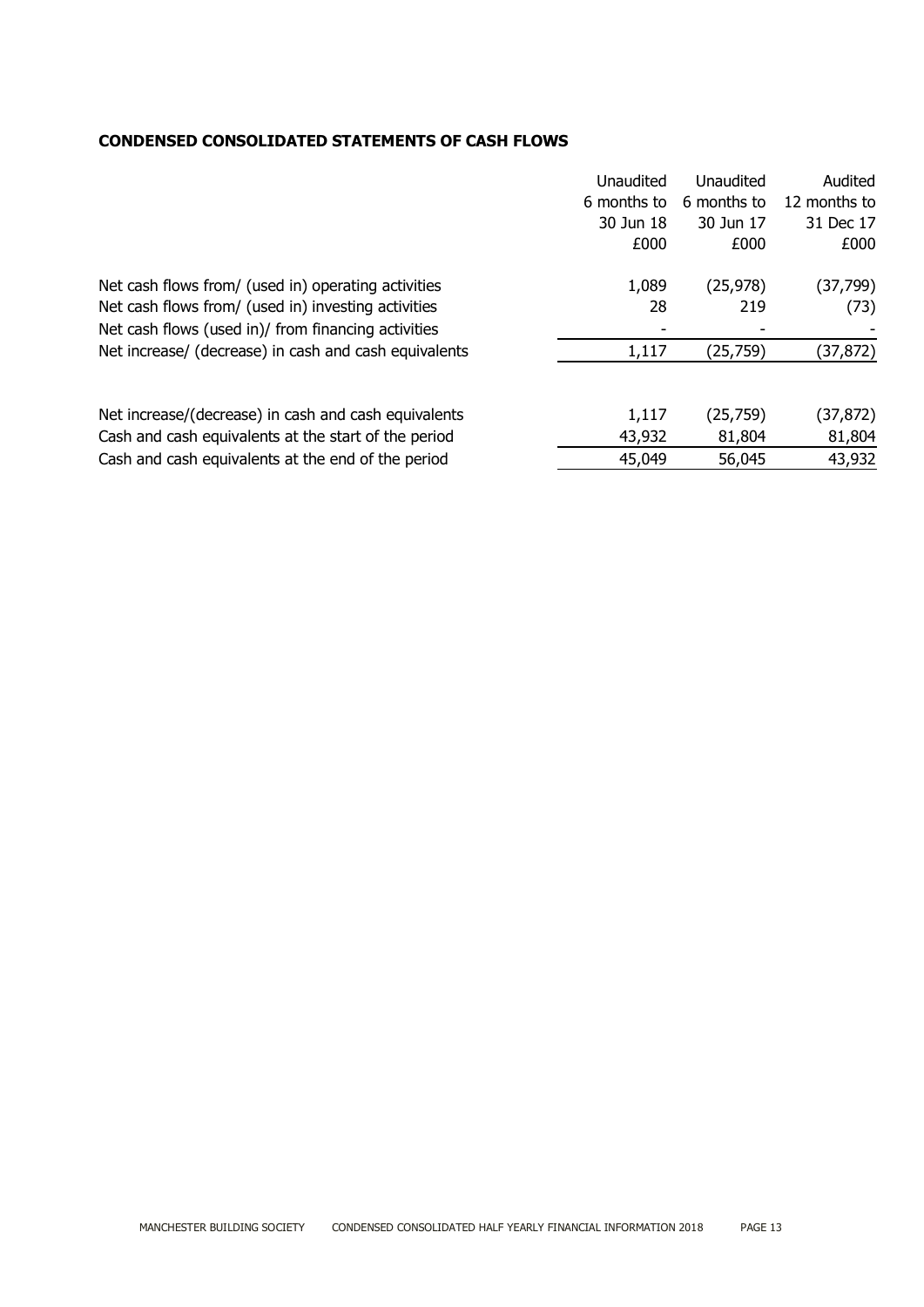**CONDENSED CONSOLIDATED STATEMENTS OF CASH FLOWS**

| | Unaudited 6 months to 30 Jun 18 £000 | Unaudited 6 months to 30 Jun 17 £000 | Audited 12 months to 31 Dec 17 £000 |
|---|---|---|---|
| Net cash flows from/ (used in) operating activities | 1,089 | (25,978) | (37,799) |
| Net cash flows from/ (used in) investing activities | 28 | 219 | (73) |
| Net cash flows (used in)/ from financing activities | - | - | - |
| Net increase/ (decrease) in cash and cash equivalents | 1,117 | (25,759) | (37,872) |
| | | | |
| Net increase/(decrease) in cash and cash equivalents | 1,117 | (25,759) | (37,872) |
| Cash and cash equivalents at the start of the period | 43,932 | 81,804 | 81,804 |
| Cash and cash equivalents at the end of the period | 45,049 | 56,045 | 43,932 |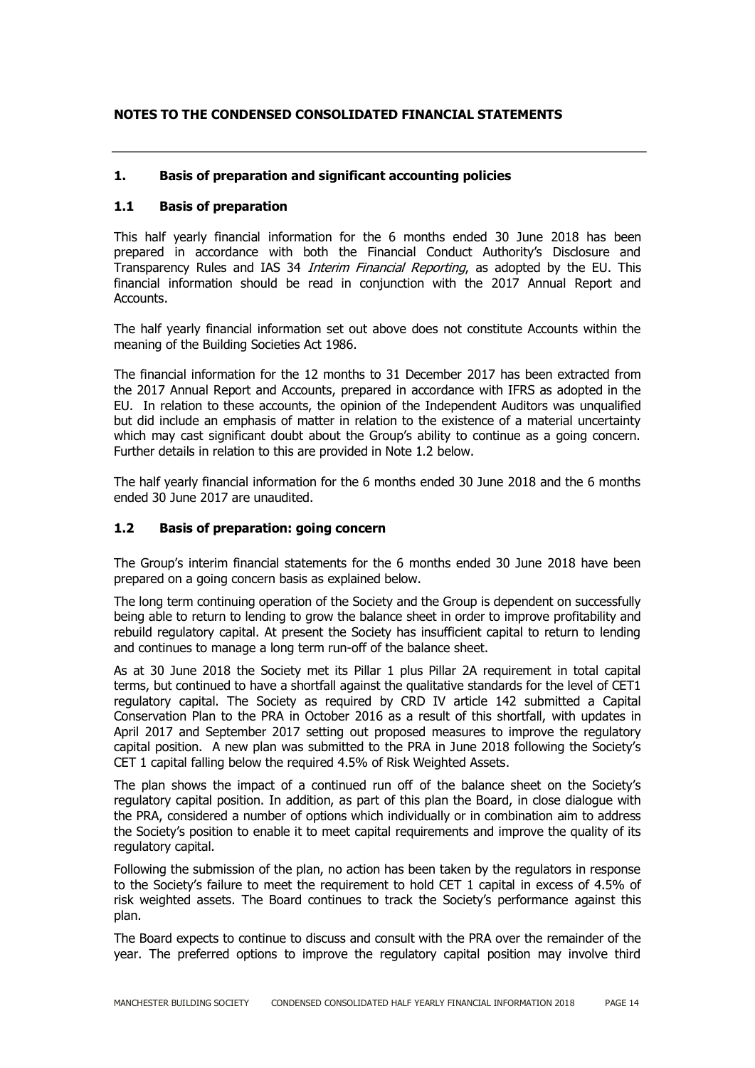## NOTES TO THE CONDENSED CONSOLIDATED FINANCIAL STATEMENTS

### 1. Basis of preparation and significant accounting policies

### 1.1 Basis of preparation

This half yearly financial information for the 6 months ended 30 June 2018 has been prepared in accordance with both the Financial Conduct Authority's Disclosure and Transparency Rules and IAS 34 *Interim Financial Reporting*, as adopted by the EU. This financial information should be read in conjunction with the 2017 Annual Report and Accounts.

The half yearly financial information set out above does not constitute Accounts within the meaning of the Building Societies Act 1986.

The financial information for the 12 months to 31 December 2017 has been extracted from the 2017 Annual Report and Accounts, prepared in accordance with IFRS as adopted in the EU. In relation to these accounts, the opinion of the Independent Auditors was unqualified but did include an emphasis of matter in relation to the existence of a material uncertainty which may cast significant doubt about the Group's ability to continue as a going concern. Further details in relation to this are provided in Note 1.2 below.

The half yearly financial information for the 6 months ended 30 June 2018 and the 6 months ended 30 June 2017 are unaudited.

### 1.2 Basis of preparation: going concern

The Group's interim financial statements for the 6 months ended 30 June 2018 have been prepared on a going concern basis as explained below.

The long term continuing operation of the Society and the Group is dependent on successfully being able to return to lending to grow the balance sheet in order to improve profitability and rebuild regulatory capital. At present the Society has insufficient capital to return to lending and continues to manage a long term run-off of the balance sheet.

As at 30 June 2018 the Society met its Pillar 1 plus Pillar 2A requirement in total capital terms, but continued to have a shortfall against the qualitative standards for the level of CET1 regulatory capital. The Society as required by CRD IV article 142 submitted a Capital Conservation Plan to the PRA in October 2016 as a result of this shortfall, with updates in April 2017 and September 2017 setting out proposed measures to improve the regulatory capital position. A new plan was submitted to the PRA in June 2018 following the Society's CET 1 capital falling below the required 4.5% of Risk Weighted Assets.

The plan shows the impact of a continued run off of the balance sheet on the Society's regulatory capital position. In addition, as part of this plan the Board, in close dialogue with the PRA, considered a number of options which individually or in combination aim to address the Society's position to enable it to meet capital requirements and improve the quality of its regulatory capital.

Following the submission of the plan, no action has been taken by the regulators in response to the Society's failure to meet the requirement to hold CET 1 capital in excess of 4.5% of risk weighted assets. The Board continues to track the Society's performance against this plan.

The Board expects to continue to discuss and consult with the PRA over the remainder of the year. The preferred options to improve the regulatory capital position may involve third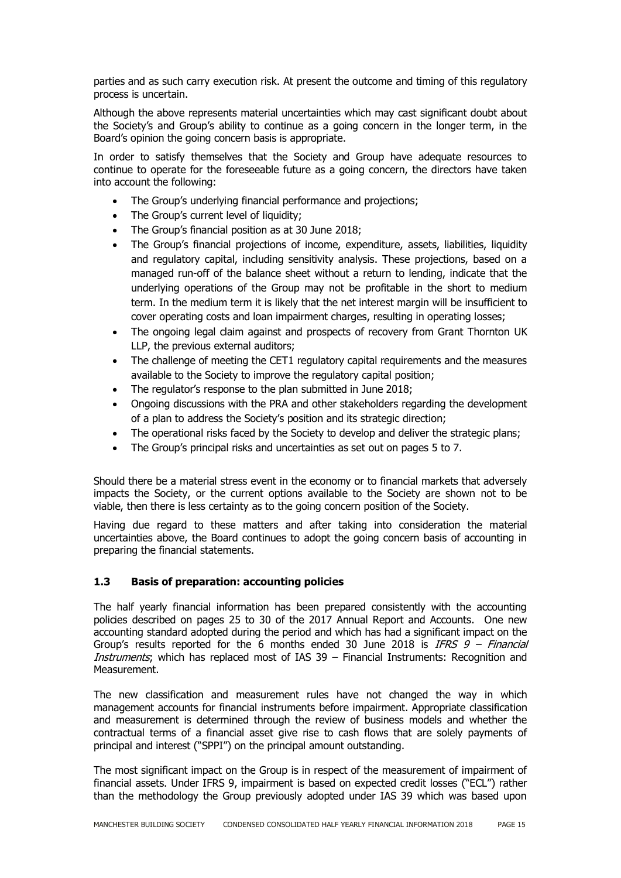parties and as such carry execution risk. At present the outcome and timing of this regulatory process is uncertain.

Although the above represents material uncertainties which may cast significant doubt about the Society's and Group's ability to continue as a going concern in the longer term, in the Board's opinion the going concern basis is appropriate.

In order to satisfy themselves that the Society and Group have adequate resources to continue to operate for the foreseeable future as a going concern, the directors have taken into account the following:

- The Group's underlying financial performance and projections;
- The Group's current level of liquidity;
- The Group's financial position as at 30 June 2018;
- The Group's financial projections of income, expenditure, assets, liabilities, liquidity and regulatory capital, including sensitivity analysis. These projections, based on a managed run-off of the balance sheet without a return to lending, indicate that the underlying operations of the Group may not be profitable in the short to medium term. In the medium term it is likely that the net interest margin will be insufficient to cover operating costs and loan impairment charges, resulting in operating losses;
- The ongoing legal claim against and prospects of recovery from Grant Thornton UK LLP, the previous external auditors;
- The challenge of meeting the CET1 regulatory capital requirements and the measures available to the Society to improve the regulatory capital position;
- The regulator's response to the plan submitted in June 2018;
- Ongoing discussions with the PRA and other stakeholders regarding the development of a plan to address the Society's position and its strategic direction;
- The operational risks faced by the Society to develop and deliver the strategic plans;
- The Group's principal risks and uncertainties as set out on pages 5 to 7.

Should there be a material stress event in the economy or to financial markets that adversely impacts the Society, or the current options available to the Society are shown not to be viable, then there is less certainty as to the going concern position of the Society.

Having due regard to these matters and after taking into consideration the material uncertainties above, the Board continues to adopt the going concern basis of accounting in preparing the financial statements.

### 1.3 Basis of preparation: accounting policies

The half yearly financial information has been prepared consistently with the accounting policies described on pages 25 to 30 of the 2017 Annual Report and Accounts. One new accounting standard adopted during the period and which has had a significant impact on the Group's results reported for the 6 months ended 30 June 2018 is *IFRS 9 – Financial Instruments*; which has replaced most of IAS 39 – Financial Instruments: Recognition and Measurement.

The new classification and measurement rules have not changed the way in which management accounts for financial instruments before impairment. Appropriate classification and measurement is determined through the review of business models and whether the contractual terms of a financial asset give rise to cash flows that are solely payments of principal and interest ("SPPI") on the principal amount outstanding.

The most significant impact on the Group is in respect of the measurement of impairment of financial assets. Under IFRS 9, impairment is based on expected credit losses ("ECL") rather than the methodology the Group previously adopted under IAS 39 which was based upon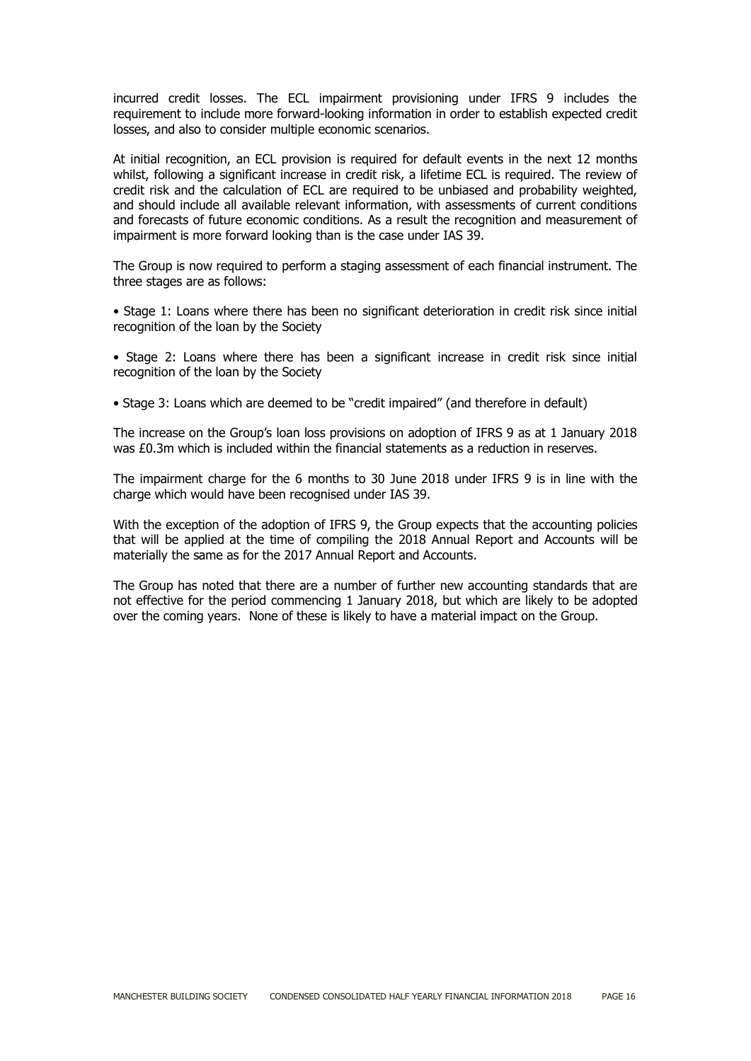incurred credit losses. The ECL impairment provisioning under IFRS 9 includes the requirement to include more forward-looking information in order to establish expected credit losses, and also to consider multiple economic scenarios.

At initial recognition, an ECL provision is required for default events in the next 12 months whilst, following a significant increase in credit risk, a lifetime ECL is required. The review of credit risk and the calculation of ECL are required to be unbiased and probability weighted, and should include all available relevant information, with assessments of current conditions and forecasts of future economic conditions. As a result the recognition and measurement of impairment is more forward looking than is the case under IAS 39.

The Group is now required to perform a staging assessment of each financial instrument. The three stages are as follows:

• Stage 1: Loans where there has been no significant deterioration in credit risk since initial recognition of the loan by the Society

• Stage 2: Loans where there has been a significant increase in credit risk since initial recognition of the loan by the Society

• Stage 3: Loans which are deemed to be "credit impaired" (and therefore in default)

The increase on the Group's loan loss provisions on adoption of IFRS 9 as at 1 January 2018 was £0.3m which is included within the financial statements as a reduction in reserves.

The impairment charge for the 6 months to 30 June 2018 under IFRS 9 is in line with the charge which would have been recognised under IAS 39.

With the exception of the adoption of IFRS 9, the Group expects that the accounting policies that will be applied at the time of compiling the 2018 Annual Report and Accounts will be materially the same as for the 2017 Annual Report and Accounts.

The Group has noted that there are a number of further new accounting standards that are not effective for the period commencing 1 January 2018, but which are likely to be adopted over the coming years. None of these is likely to have a material impact on the Group.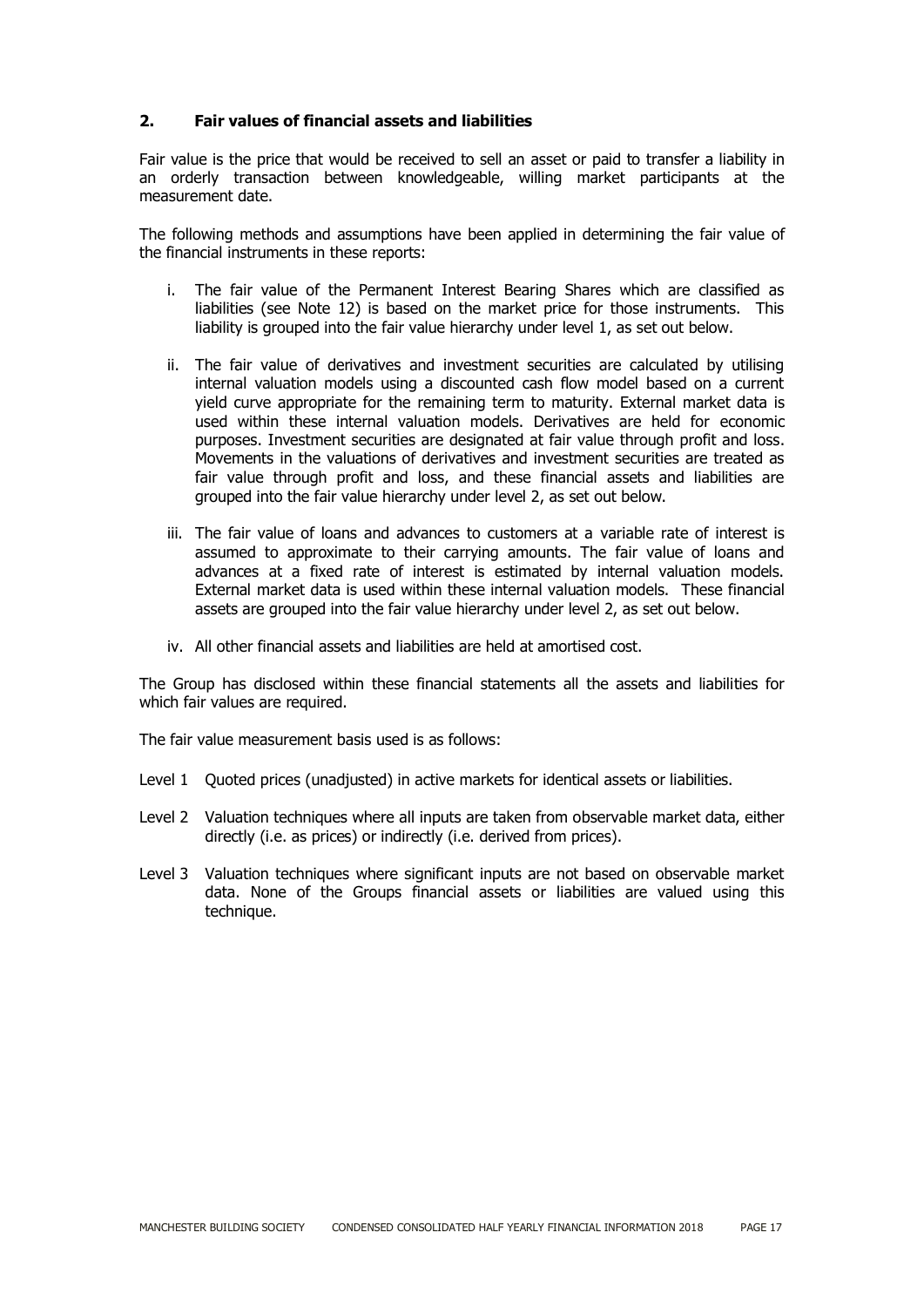## 2. Fair values of financial assets and liabilities

Fair value is the price that would be received to sell an asset or paid to transfer a liability in an orderly transaction between knowledgeable, willing market participants at the measurement date.

The following methods and assumptions have been applied in determining the fair value of the financial instruments in these reports:

i. The fair value of the Permanent Interest Bearing Shares which are classified as liabilities (see Note 12) is based on the market price for those instruments. This liability is grouped into the fair value hierarchy under level 1, as set out below.

ii. The fair value of derivatives and investment securities are calculated by utilising internal valuation models using a discounted cash flow model based on a current yield curve appropriate for the remaining term to maturity. External market data is used within these internal valuation models. Derivatives are held for economic purposes. Investment securities are designated at fair value through profit and loss. Movements in the valuations of derivatives and investment securities are treated as fair value through profit and loss, and these financial assets and liabilities are grouped into the fair value hierarchy under level 2, as set out below.

iii. The fair value of loans and advances to customers at a variable rate of interest is assumed to approximate to their carrying amounts. The fair value of loans and advances at a fixed rate of interest is estimated by internal valuation models. External market data is used within these internal valuation models. These financial assets are grouped into the fair value hierarchy under level 2, as set out below.

iv. All other financial assets and liabilities are held at amortised cost.

The Group has disclosed within these financial statements all the assets and liabilities for which fair values are required.

The fair value measurement basis used is as follows:

Level 1 Quoted prices (unadjusted) in active markets for identical assets or liabilities.

Level 2 Valuation techniques where all inputs are taken from observable market data, either directly (i.e. as prices) or indirectly (i.e. derived from prices).

Level 3 Valuation techniques where significant inputs are not based on observable market data. None of the Groups financial assets or liabilities are valued using this technique.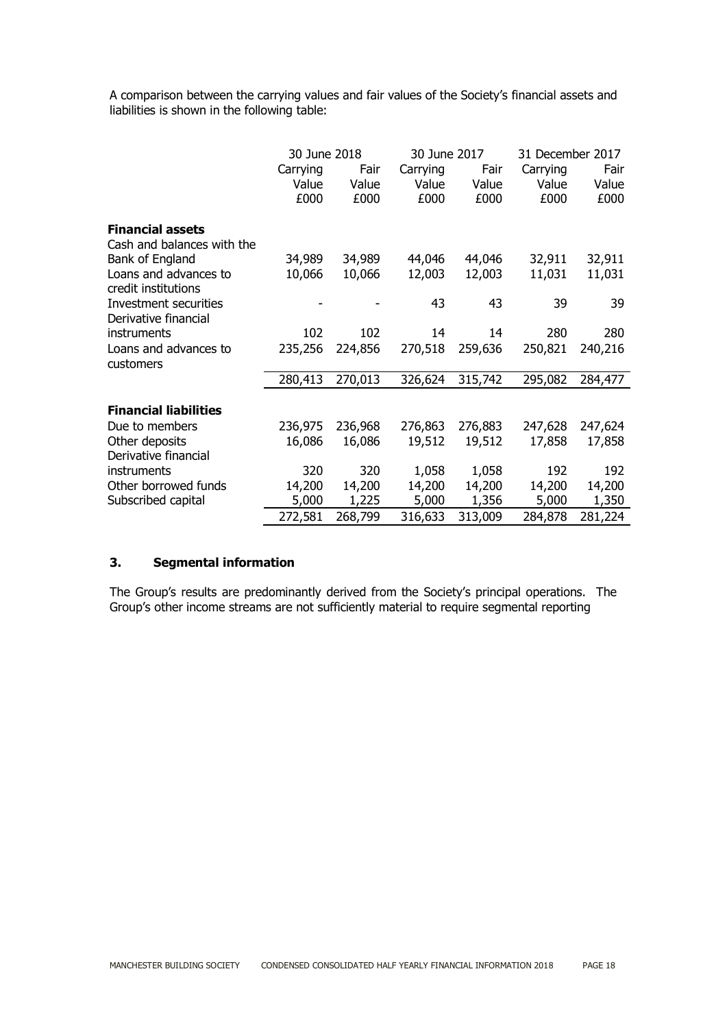A comparison between the carrying values and fair values of the Society's financial assets and liabilities is shown in the following table:

| | 30 June 2018 | | 30 June 2017 | | 31 December 2017 | |
|---|---|---|---|---|---|---|
| | Carrying Value £000 | Fair Value £000 | Carrying Value £000 | Fair Value £000 | Carrying Value £000 | Fair Value £000 |
| **Financial assets** | | | | | | |
| Cash and balances with the Bank of England | 34,989 | 34,989 | 44,046 | 44,046 | 32,911 | 32,911 |
| Loans and advances to credit institutions | 10,066 | 10,066 | 12,003 | 12,003 | 11,031 | 11,031 |
| Investment securities | - | - | 43 | 43 | 39 | 39 |
| Derivative financial instruments | 102 | 102 | 14 | 14 | 280 | 280 |
| Loans and advances to customers | 235,256 | 224,856 | 270,518 | 259,636 | 250,821 | 240,216 |
| | 280,413 | 270,013 | 326,624 | 315,742 | 295,082 | 284,477 |
| **Financial liabilities** | | | | | | |
| Due to members | 236,975 | 236,968 | 276,863 | 276,883 | 247,628 | 247,624 |
| Other deposits | 16,086 | 16,086 | 19,512 | 19,512 | 17,858 | 17,858 |
| Derivative financial instruments | 320 | 320 | 1,058 | 1,058 | 192 | 192 |
| Other borrowed funds | 14,200 | 14,200 | 14,200 | 14,200 | 14,200 | 14,200 |
| Subscribed capital | 5,000 | 1,225 | 5,000 | 1,356 | 5,000 | 1,350 |
| | 272,581 | 268,799 | 316,633 | 313,009 | 284,878 | 281,224 |

## 3. Segmental information

The Group's results are predominantly derived from the Society's principal operations. The Group's other income streams are not sufficiently material to require segmental reporting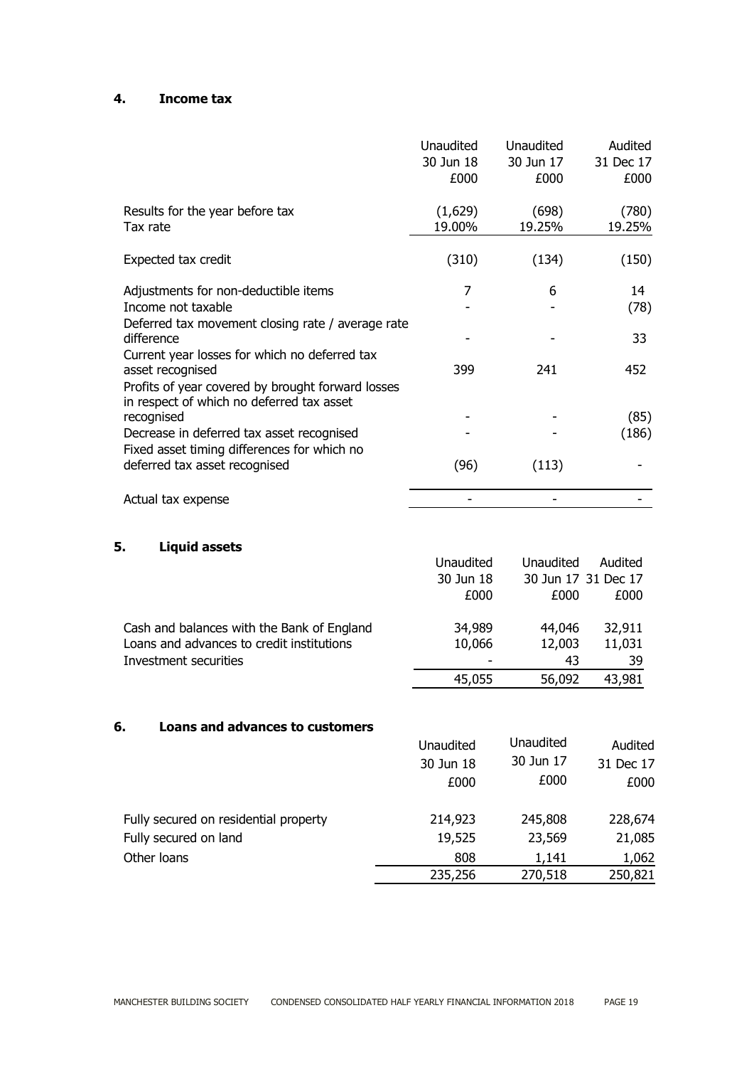## 4. Income tax

| | Unaudited 30 Jun 18 £000 | Unaudited 30 Jun 17 £000 | Audited 31 Dec 17 £000 |
|---|---|---|---|
| Results for the year before tax | (1,629) | (698) | (780) |
| Tax rate | 19.00% | 19.25% | 19.25% |
| Expected tax credit | (310) | (134) | (150) |
| Adjustments for non-deductible items | 7 | 6 | 14 |
| Income not taxable | - | - | (78) |
| Deferred tax movement closing rate / average rate difference | - | - | 33 |
| Current year losses for which no deferred tax asset recognised | 399 | 241 | 452 |
| Profits of year covered by brought forward losses in respect of which no deferred tax asset recognised | - | - | (85) |
| Decrease in deferred tax asset recognised | - | - | (186) |
| Fixed asset timing differences for which no deferred tax asset recognised | (96) | (113) | - |
| Actual tax expense | - | - | - |

## 5. Liquid assets

| | Unaudited 30 Jun 18 £000 | Unaudited 30 Jun 17 £000 | Audited 31 Dec 17 £000 |
|---|---|---|---|
| Cash and balances with the Bank of England | 34,989 | 44,046 | 32,911 |
| Loans and advances to credit institutions | 10,066 | 12,003 | 11,031 |
| Investment securities | - | 43 | 39 |
| | 45,055 | 56,092 | 43,981 |

## 6. Loans and advances to customers

| | Unaudited 30 Jun 18 £000 | Unaudited 30 Jun 17 £000 | Audited 31 Dec 17 £000 |
|---|---|---|---|
| Fully secured on residential property | 214,923 | 245,808 | 228,674 |
| Fully secured on land | 19,525 | 23,569 | 21,085 |
| Other loans | 808 | 1,141 | 1,062 |
| | 235,256 | 270,518 | 250,821 |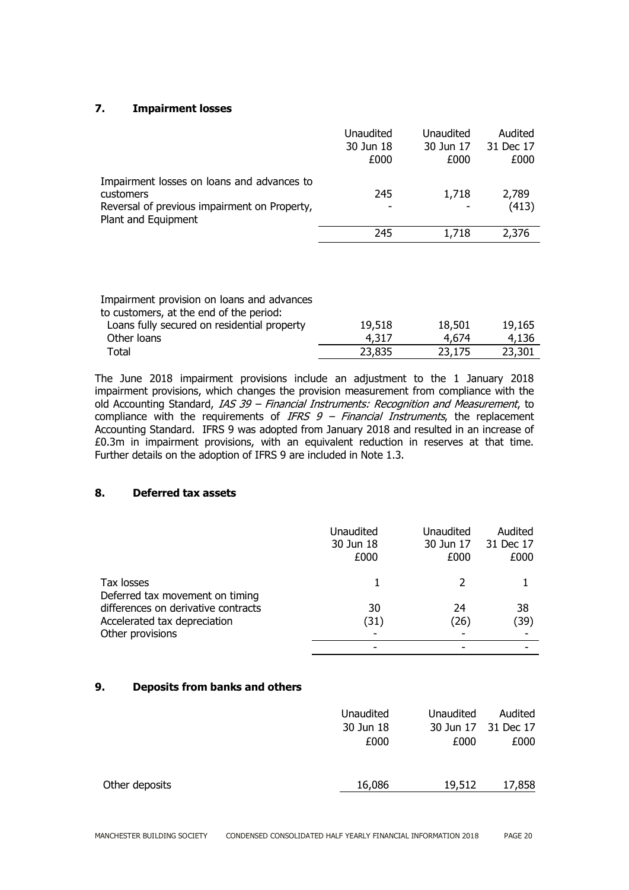## 7. Impairment losses

| | Unaudited 30 Jun 18 £000 | Unaudited 30 Jun 17 £000 | Audited 31 Dec 17 £000 |
|---|---|---|---|
| Impairment losses on loans and advances to customers | 245 | 1,718 | 2,789 |
| Reversal of previous impairment on Property, Plant and Equipment | - | - | (413) |
| | 245 | 1,718 | 2,376 |

| | Unaudited 30 Jun 18 £000 | Unaudited 30 Jun 17 £000 | Audited 31 Dec 17 £000 |
|---|---|---|---|
| Impairment provision on loans and advances to customers, at the end of the period: | | | |
| Loans fully secured on residential property | 19,518 | 18,501 | 19,165 |
| Other loans | 4,317 | 4,674 | 4,136 |
| Total | 23,835 | 23,175 | 23,301 |

The June 2018 impairment provisions include an adjustment to the 1 January 2018 impairment provisions, which changes the provision measurement from compliance with the old Accounting Standard, *IAS 39 – Financial Instruments: Recognition and Measurement*, to compliance with the requirements of *IFRS 9 – Financial Instruments*, the replacement Accounting Standard. IFRS 9 was adopted from January 2018 and resulted in an increase of £0.3m in impairment provisions, with an equivalent reduction in reserves at that time. Further details on the adoption of IFRS 9 are included in Note 1.3.

## 8. Deferred tax assets

| | Unaudited 30 Jun 18 £000 | Unaudited 30 Jun 17 £000 | Audited 31 Dec 17 £000 |
|---|---|---|---|
| Tax losses | 1 | 2 | 1 |
| Deferred tax movement on timing differences on derivative contracts | 30 | 24 | 38 |
| Accelerated tax depreciation | (31) | (26) | (39) |
| Other provisions | - | - | - |
| | - | - | - |

## 9. Deposits from banks and others

| | Unaudited 30 Jun 18 £000 | Unaudited 30 Jun 17 £000 | Audited 31 Dec 17 £000 |
|---|---|---|---|
| Other deposits | 16,086 | 19,512 | 17,858 |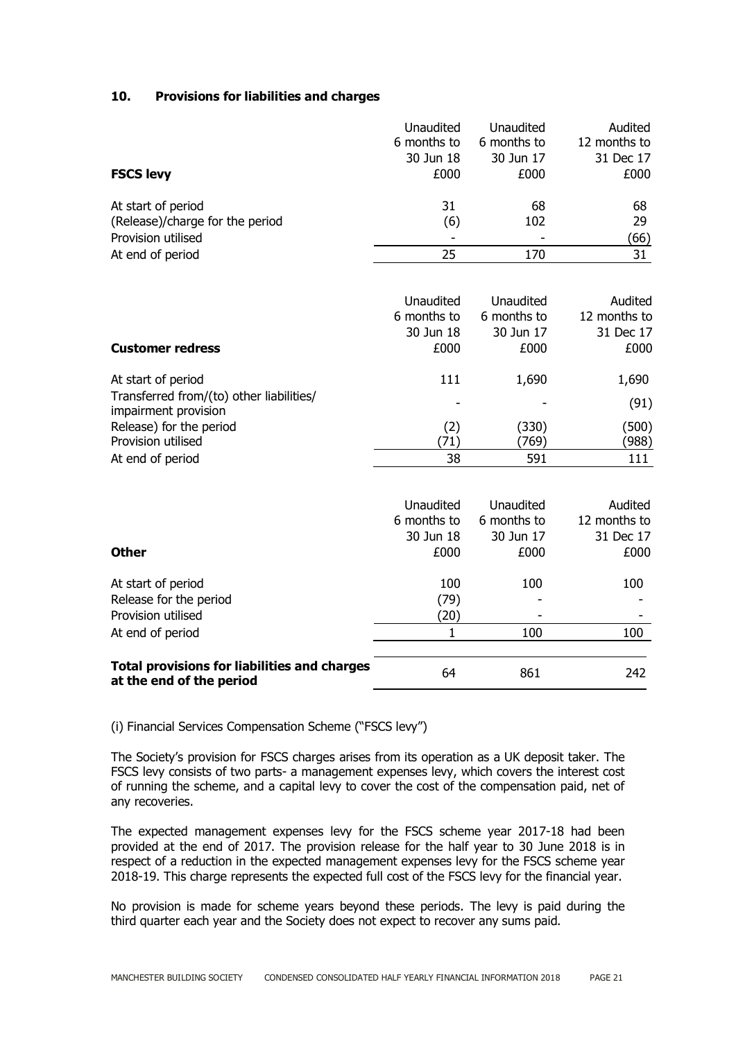## 10. Provisions for liabilities and charges

| **FSCS levy** | Unaudited 6 months to 30 Jun 18 £000 | Unaudited 6 months to 30 Jun 17 £000 | Audited 12 months to 31 Dec 17 £000 |
|---|---|---|---|
| At start of period | 31 | 68 | 68 |
| (Release)/charge for the period | (6) | 102 | 29 |
| Provision utilised | - | - | (66) |
| At end of period | 25 | 170 | 31 |

| **Customer redress** | Unaudited 6 months to 30 Jun 18 £000 | Unaudited 6 months to 30 Jun 17 £000 | Audited 12 months to 31 Dec 17 £000 |
|---|---|---|---|
| At start of period | 111 | 1,690 | 1,690 |
| Transferred from/(to) other liabilities/ impairment provision | - | - | (91) |
| Release) for the period | (2) | (330) | (500) |
| Provision utilised | (71) | (769) | (988) |
| At end of period | 38 | 591 | 111 |

| **Other** | Unaudited 6 months to 30 Jun 18 £000 | Unaudited 6 months to 30 Jun 17 £000 | Audited 12 months to 31 Dec 17 £000 |
|---|---|---|---|
| At start of period | 100 | 100 | 100 |
| Release for the period | (79) | - | - |
| Provision utilised | (20) | - | - |
| At end of period | 1 | 100 | 100 |
| **Total provisions for liabilities and charges at the end of the period** | 64 | 861 | 242 |

(i) Financial Services Compensation Scheme ("FSCS levy")

The Society's provision for FSCS charges arises from its operation as a UK deposit taker. The FSCS levy consists of two parts- a management expenses levy, which covers the interest cost of running the scheme, and a capital levy to cover the cost of the compensation paid, net of any recoveries.

The expected management expenses levy for the FSCS scheme year 2017-18 had been provided at the end of 2017. The provision release for the half year to 30 June 2018 is in respect of a reduction in the expected management expenses levy for the FSCS scheme year 2018-19. This charge represents the expected full cost of the FSCS levy for the financial year.

No provision is made for scheme years beyond these periods. The levy is paid during the third quarter each year and the Society does not expect to recover any sums paid.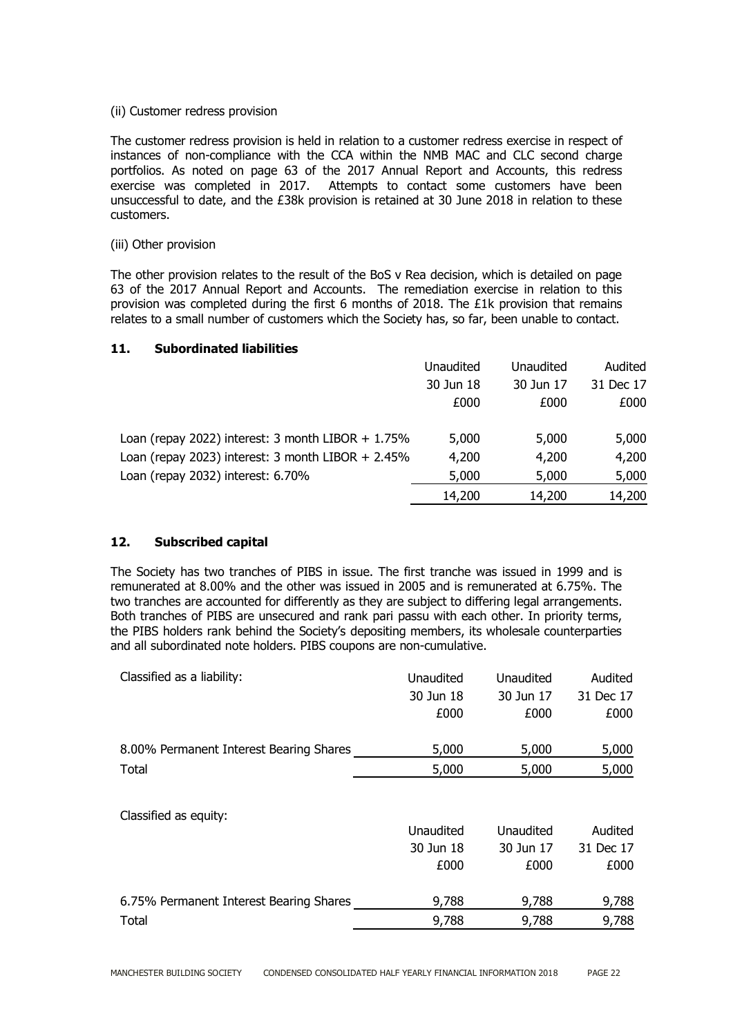(ii) Customer redress provision

The customer redress provision is held in relation to a customer redress exercise in respect of instances of non-compliance with the CCA within the NMB MAC and CLC second charge portfolios. As noted on page 63 of the 2017 Annual Report and Accounts, this redress exercise was completed in 2017. Attempts to contact some customers have been unsuccessful to date, and the £38k provision is retained at 30 June 2018 in relation to these customers.

(iii) Other provision

The other provision relates to the result of the BoS v Rea decision, which is detailed on page 63 of the 2017 Annual Report and Accounts. The remediation exercise in relation to this provision was completed during the first 6 months of 2018. The £1k provision that remains relates to a small number of customers which the Society has, so far, been unable to contact.

## 11. Subordinated liabilities

| | Unaudited 30 Jun 18 £000 | Unaudited 30 Jun 17 £000 | Audited 31 Dec 17 £000 |
|---|---|---|---|
| Loan (repay 2022) interest: 3 month LIBOR + 1.75% | 5,000 | 5,000 | 5,000 |
| Loan (repay 2023) interest: 3 month LIBOR + 2.45% | 4,200 | 4,200 | 4,200 |
| Loan (repay 2032) interest: 6.70% | 5,000 | 5,000 | 5,000 |
| | 14,200 | 14,200 | 14,200 |

## 12. Subscribed capital

The Society has two tranches of PIBS in issue. The first tranche was issued in 1999 and is remunerated at 8.00% and the other was issued in 2005 and is remunerated at 6.75%. The two tranches are accounted for differently as they are subject to differing legal arrangements. Both tranches of PIBS are unsecured and rank pari passu with each other. In priority terms, the PIBS holders rank behind the Society's depositing members, its wholesale counterparties and all subordinated note holders. PIBS coupons are non-cumulative.

| Classified as a liability: | Unaudited 30 Jun 18 £000 | Unaudited 30 Jun 17 £000 | Audited 31 Dec 17 £000 |
|---|---|---|---|
| 8.00% Permanent Interest Bearing Shares | 5,000 | 5,000 | 5,000 |
| Total | 5,000 | 5,000 | 5,000 |

| Classified as equity: | Unaudited 30 Jun 18 £000 | Unaudited 30 Jun 17 £000 | Audited 31 Dec 17 £000 |
|---|---|---|---|
| 6.75% Permanent Interest Bearing Shares | 9,788 | 9,788 | 9,788 |
| Total | 9,788 | 9,788 | 9,788 |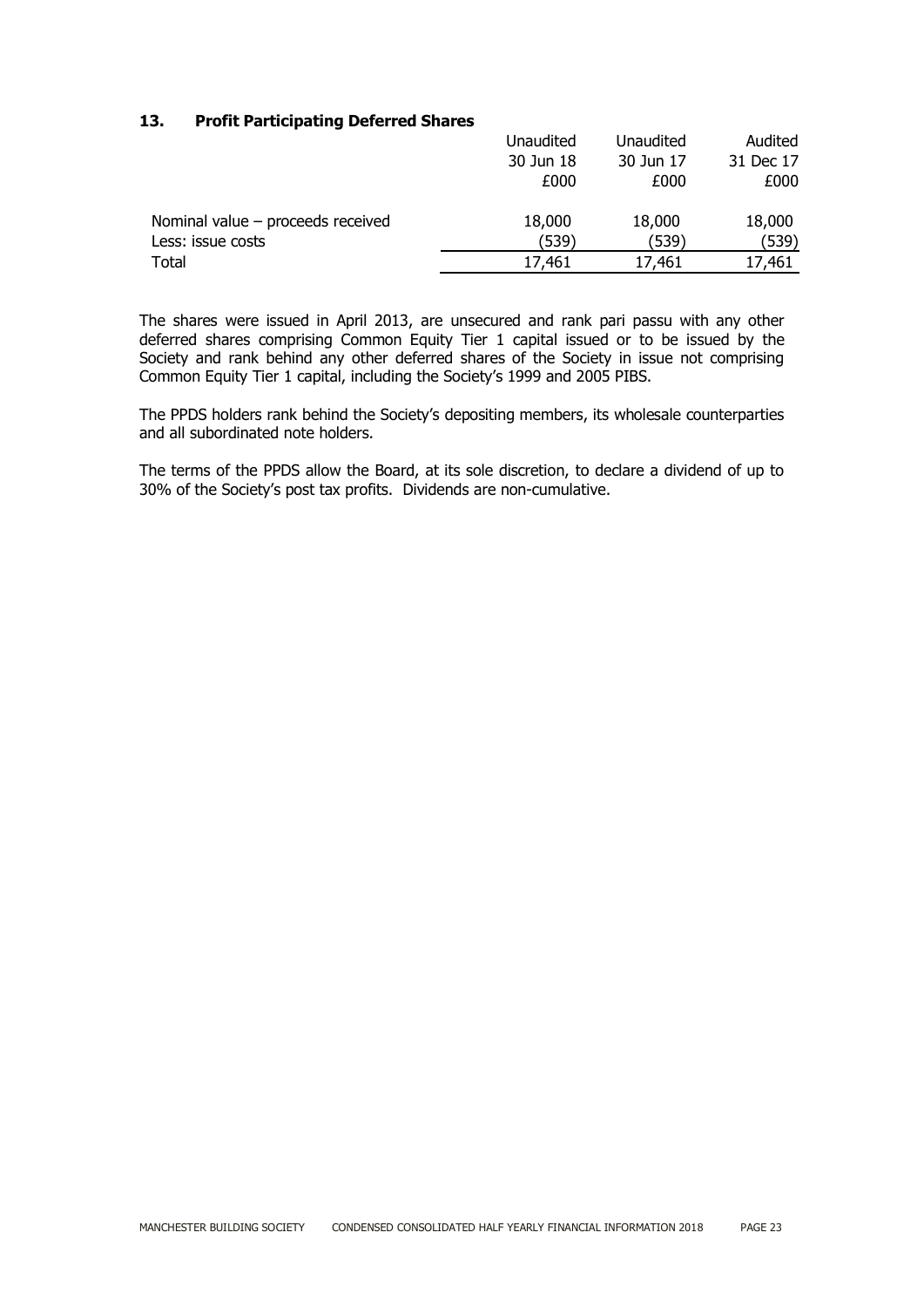### 13. Profit Participating Deferred Shares

| | Unaudited 30 Jun 18 £000 | Unaudited 30 Jun 17 £000 | Audited 31 Dec 17 £000 |
|---|---|---|---|
| Nominal value – proceeds received | 18,000 | 18,000 | 18,000 |
| Less: issue costs | (539) | (539) | (539) |
| Total | 17,461 | 17,461 | 17,461 |

The shares were issued in April 2013, are unsecured and rank pari passu with any other deferred shares comprising Common Equity Tier 1 capital issued or to be issued by the Society and rank behind any other deferred shares of the Society in issue not comprising Common Equity Tier 1 capital, including the Society's 1999 and 2005 PIBS.

The PPDS holders rank behind the Society's depositing members, its wholesale counterparties and all subordinated note holders.

The terms of the PPDS allow the Board, at its sole discretion, to declare a dividend of up to 30% of the Society's post tax profits. Dividends are non-cumulative.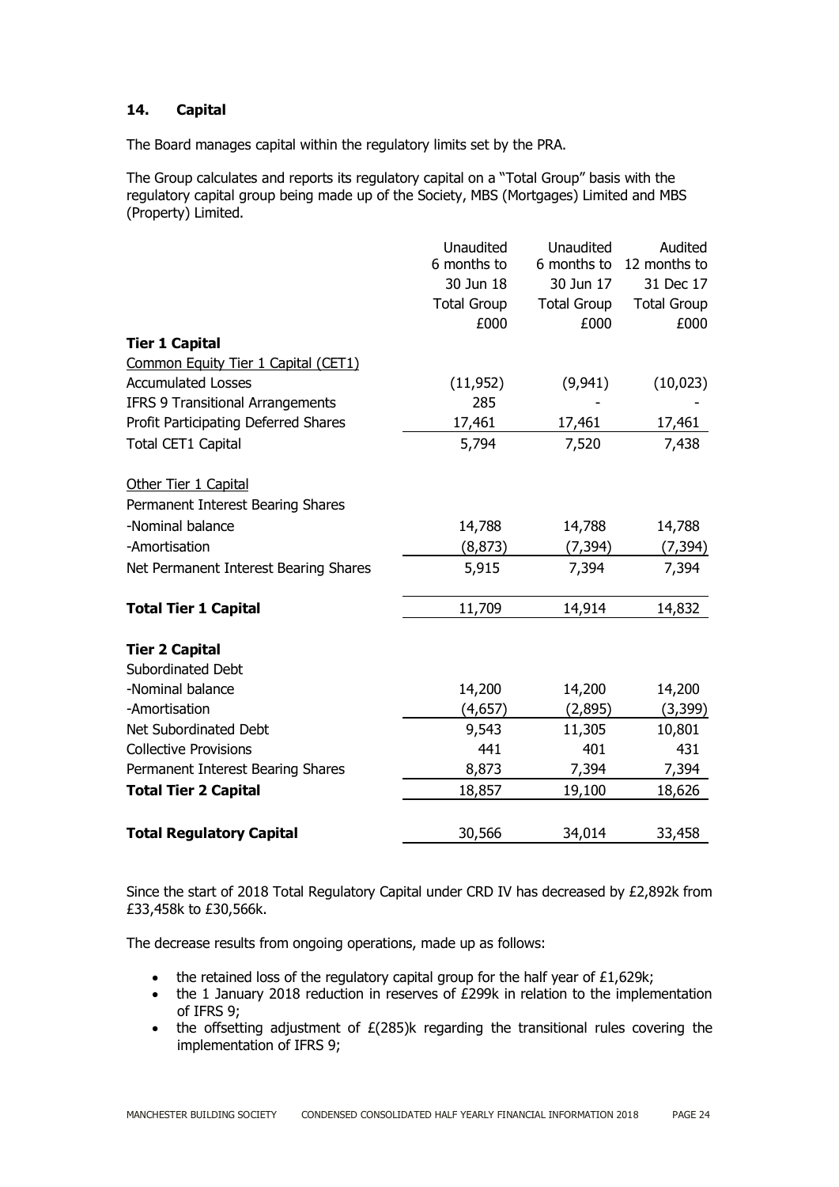## 14. Capital

The Board manages capital within the regulatory limits set by the PRA.

The Group calculates and reports its regulatory capital on a "Total Group" basis with the regulatory capital group being made up of the Society, MBS (Mortgages) Limited and MBS (Property) Limited.

| | Unaudited 6 months to 30 Jun 18 Total Group £000 | Unaudited 6 months to 30 Jun 17 Total Group £000 | Audited 12 months to 31 Dec 17 Total Group £000 |
|---|---|---|---|
| **Tier 1 Capital** | | | |
| Common Equity Tier 1 Capital (CET1) | | | |
| Accumulated Losses | (11,952) | (9,941) | (10,023) |
| IFRS 9 Transitional Arrangements | 285 | - | - |
| Profit Participating Deferred Shares | 17,461 | 17,461 | 17,461 |
| Total CET1 Capital | 5,794 | 7,520 | 7,438 |
| | | | |
| Other Tier 1 Capital | | | |
| Permanent Interest Bearing Shares | | | |
| -Nominal balance | 14,788 | 14,788 | 14,788 |
| -Amortisation | (8,873) | (7,394) | (7,394) |
| Net Permanent Interest Bearing Shares | 5,915 | 7,394 | 7,394 |
| | | | |
| **Total Tier 1 Capital** | 11,709 | 14,914 | 14,832 |
| | | | |
| **Tier 2 Capital** | | | |
| Subordinated Debt | | | |
| -Nominal balance | 14,200 | 14,200 | 14,200 |
| -Amortisation | (4,657) | (2,895) | (3,399) |
| Net Subordinated Debt | 9,543 | 11,305 | 10,801 |
| Collective Provisions | 441 | 401 | 431 |
| Permanent Interest Bearing Shares | 8,873 | 7,394 | 7,394 |
| **Total Tier 2 Capital** | 18,857 | 19,100 | 18,626 |
| | | | |
| **Total Regulatory Capital** | 30,566 | 34,014 | 33,458 |

Since the start of 2018 Total Regulatory Capital under CRD IV has decreased by £2,892k from £33,458k to £30,566k.

The decrease results from ongoing operations, made up as follows:

- the retained loss of the regulatory capital group for the half year of £1,629k;
- the 1 January 2018 reduction in reserves of £299k in relation to the implementation of IFRS 9;
- the offsetting adjustment of £(285)k regarding the transitional rules covering the implementation of IFRS 9;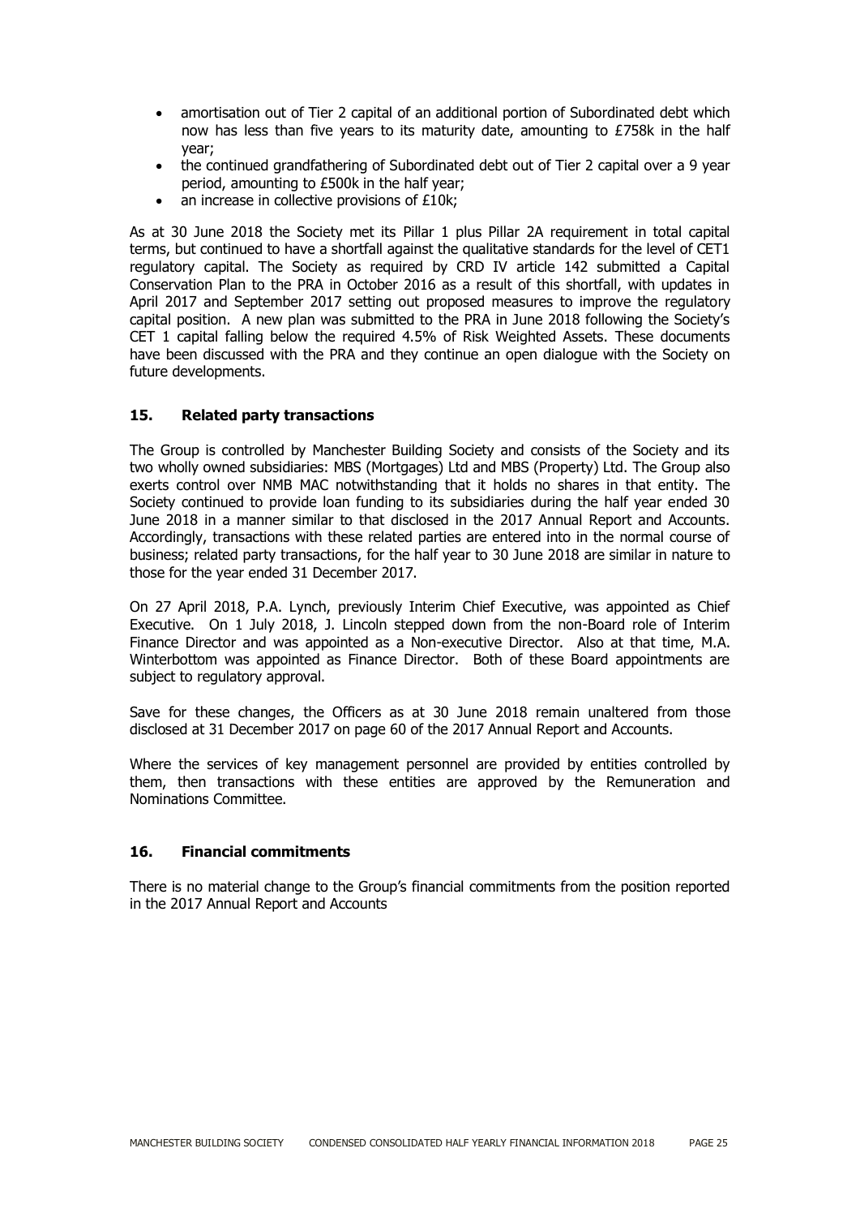- amortisation out of Tier 2 capital of an additional portion of Subordinated debt which now has less than five years to its maturity date, amounting to £758k in the half year;
- the continued grandfathering of Subordinated debt out of Tier 2 capital over a 9 year period, amounting to £500k in the half year;
- an increase in collective provisions of £10k;

As at 30 June 2018 the Society met its Pillar 1 plus Pillar 2A requirement in total capital terms, but continued to have a shortfall against the qualitative standards for the level of CET1 regulatory capital. The Society as required by CRD IV article 142 submitted a Capital Conservation Plan to the PRA in October 2016 as a result of this shortfall, with updates in April 2017 and September 2017 setting out proposed measures to improve the regulatory capital position. A new plan was submitted to the PRA in June 2018 following the Society's CET 1 capital falling below the required 4.5% of Risk Weighted Assets. These documents have been discussed with the PRA and they continue an open dialogue with the Society on future developments.

## 15. Related party transactions

The Group is controlled by Manchester Building Society and consists of the Society and its two wholly owned subsidiaries: MBS (Mortgages) Ltd and MBS (Property) Ltd. The Group also exerts control over NMB MAC notwithstanding that it holds no shares in that entity. The Society continued to provide loan funding to its subsidiaries during the half year ended 30 June 2018 in a manner similar to that disclosed in the 2017 Annual Report and Accounts. Accordingly, transactions with these related parties are entered into in the normal course of business; related party transactions, for the half year to 30 June 2018 are similar in nature to those for the year ended 31 December 2017.

On 27 April 2018, P.A. Lynch, previously Interim Chief Executive, was appointed as Chief Executive. On 1 July 2018, J. Lincoln stepped down from the non-Board role of Interim Finance Director and was appointed as a Non-executive Director. Also at that time, M.A. Winterbottom was appointed as Finance Director. Both of these Board appointments are subject to regulatory approval.

Save for these changes, the Officers as at 30 June 2018 remain unaltered from those disclosed at 31 December 2017 on page 60 of the 2017 Annual Report and Accounts.

Where the services of key management personnel are provided by entities controlled by them, then transactions with these entities are approved by the Remuneration and Nominations Committee.

## 16. Financial commitments

There is no material change to the Group's financial commitments from the position reported in the 2017 Annual Report and Accounts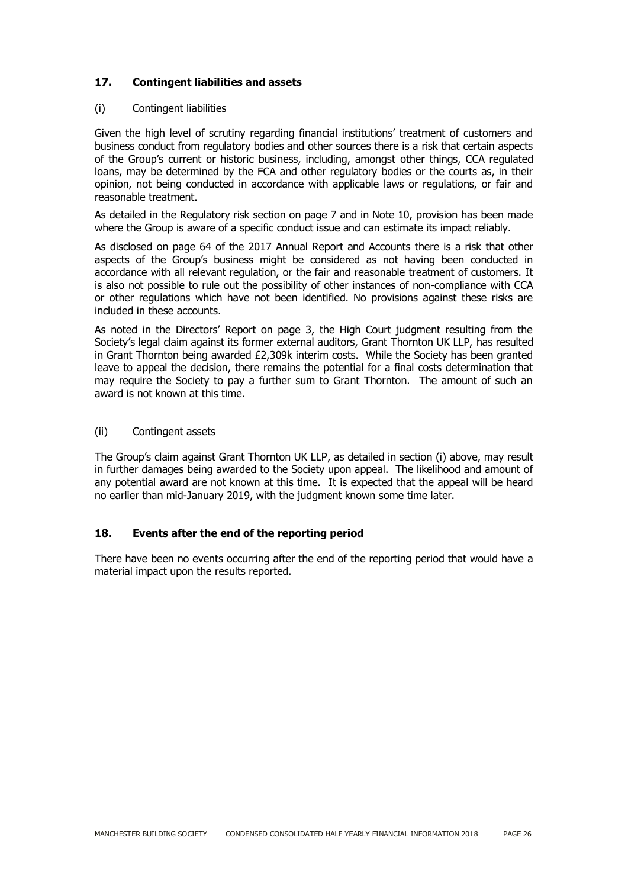## 17. Contingent liabilities and assets

### (i) Contingent liabilities

Given the high level of scrutiny regarding financial institutions' treatment of customers and business conduct from regulatory bodies and other sources there is a risk that certain aspects of the Group's current or historic business, including, amongst other things, CCA regulated loans, may be determined by the FCA and other regulatory bodies or the courts as, in their opinion, not being conducted in accordance with applicable laws or regulations, or fair and reasonable treatment.

As detailed in the Regulatory risk section on page 7 and in Note 10, provision has been made where the Group is aware of a specific conduct issue and can estimate its impact reliably.

As disclosed on page 64 of the 2017 Annual Report and Accounts there is a risk that other aspects of the Group's business might be considered as not having been conducted in accordance with all relevant regulation, or the fair and reasonable treatment of customers. It is also not possible to rule out the possibility of other instances of non-compliance with CCA or other regulations which have not been identified. No provisions against these risks are included in these accounts.

As noted in the Directors' Report on page 3, the High Court judgment resulting from the Society's legal claim against its former external auditors, Grant Thornton UK LLP, has resulted in Grant Thornton being awarded £2,309k interim costs. While the Society has been granted leave to appeal the decision, there remains the potential for a final costs determination that may require the Society to pay a further sum to Grant Thornton. The amount of such an award is not known at this time.

### (ii) Contingent assets

The Group's claim against Grant Thornton UK LLP, as detailed in section (i) above, may result in further damages being awarded to the Society upon appeal. The likelihood and amount of any potential award are not known at this time. It is expected that the appeal will be heard no earlier than mid-January 2019, with the judgment known some time later.

## 18. Events after the end of the reporting period

There have been no events occurring after the end of the reporting period that would have a material impact upon the results reported.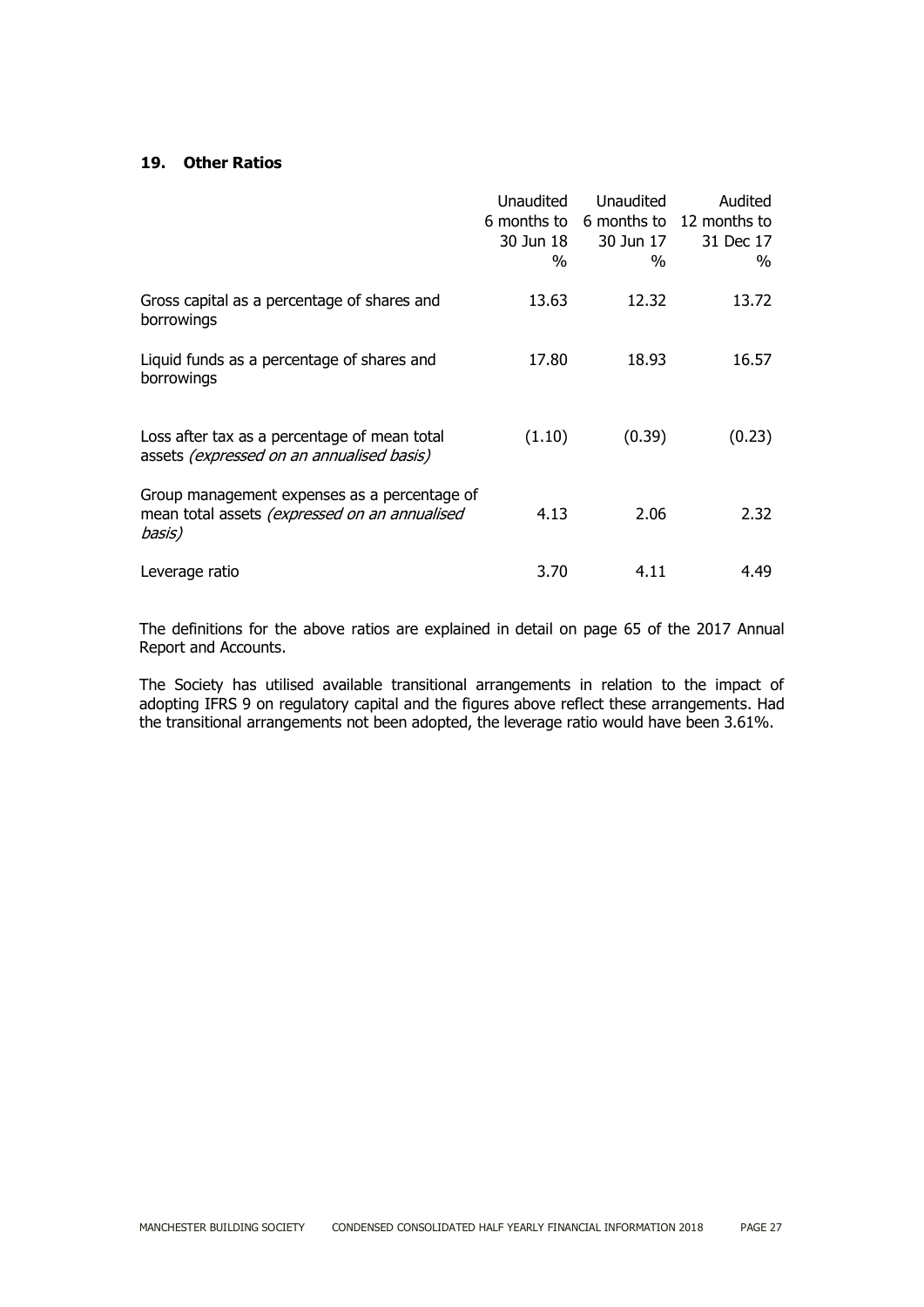## 19. Other Ratios

| | Unaudited 6 months to 30 Jun 18 % | Unaudited 6 months to 30 Jun 17 % | Audited 12 months to 31 Dec 17 % |
|---|---|---|---|
| Gross capital as a percentage of shares and borrowings | 13.63 | 12.32 | 13.72 |
| Liquid funds as a percentage of shares and borrowings | 17.80 | 18.93 | 16.57 |
| Loss after tax as a percentage of mean total assets *(expressed on an annualised basis)* | (1.10) | (0.39) | (0.23) |
| Group management expenses as a percentage of mean total assets *(expressed on an annualised basis)* | 4.13 | 2.06 | 2.32 |
| Leverage ratio | 3.70 | 4.11 | 4.49 |

The definitions for the above ratios are explained in detail on page 65 of the 2017 Annual Report and Accounts.

The Society has utilised available transitional arrangements in relation to the impact of adopting IFRS 9 on regulatory capital and the figures above reflect these arrangements. Had the transitional arrangements not been adopted, the leverage ratio would have been 3.61%.